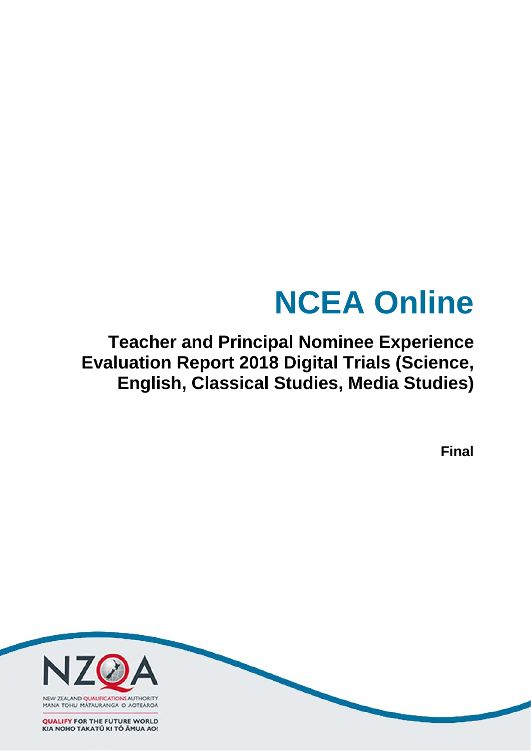# NCEA Online

## Teacher and Principal Nominee Experience Evaluation Report 2018 Digital Trials (Science, English, Classical Studies, Media Studies)

**Final**

NEW ZEALAND QUALIFICATIONS AUTHORITY
MANA TOHU MĀTAURANGA O AOTEAROA

QUALIFY FOR THE FUTURE WORLD
KIA NOHO TAKATŪ KI TŌ ĀMUA AO!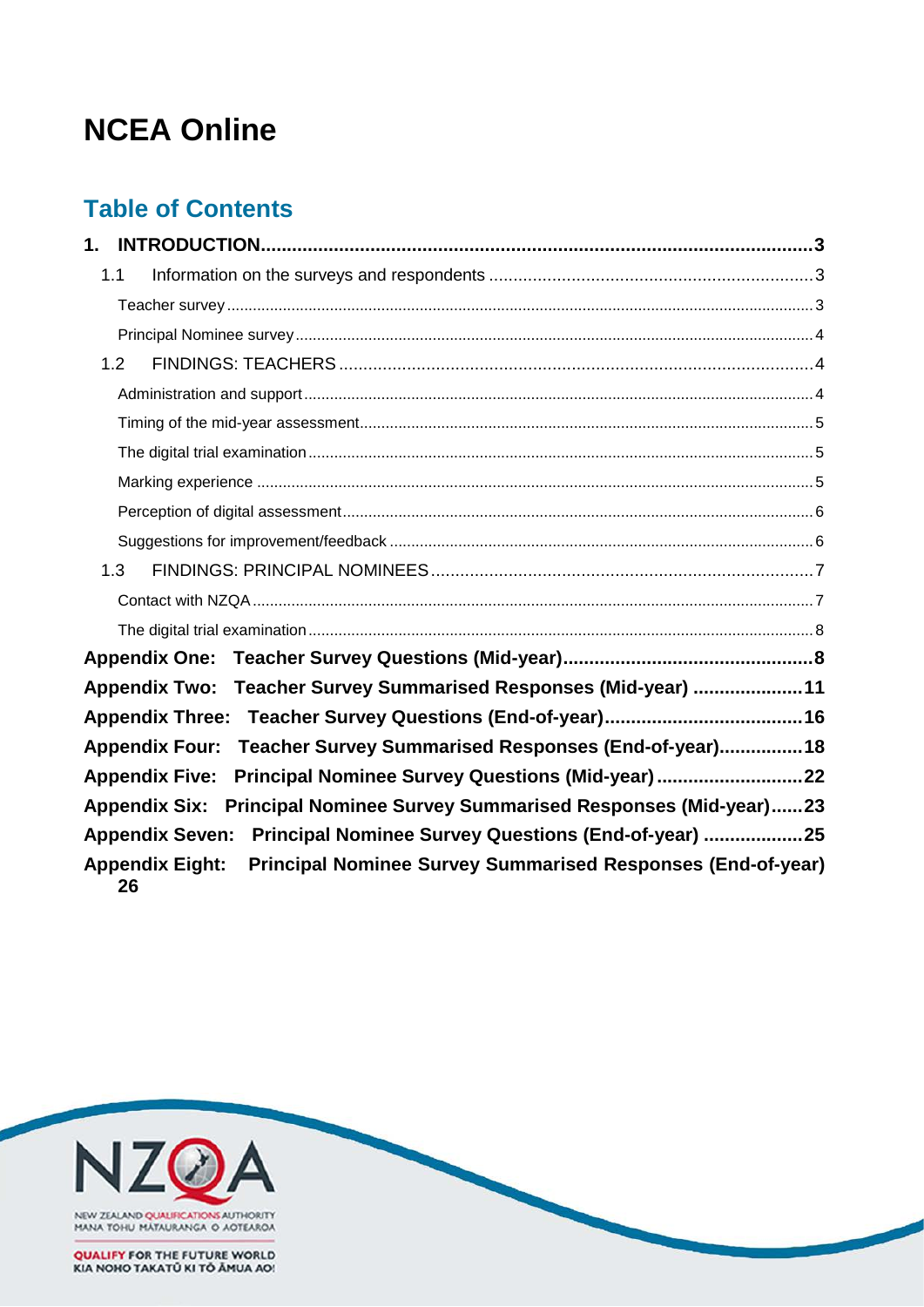# NCEA Online

## Table of Contents

1. INTRODUCTION ... 3
   - 1.1 Information on the surveys and respondents ... 3
     - Teacher survey ... 3
     - Principal Nominee survey ... 4
   - 1.2 FINDINGS: TEACHERS ... 4
     - Administration and support ... 4
     - Timing of the mid-year assessment ... 5
     - The digital trial examination ... 5
     - Marking experience ... 5
     - Perception of digital assessment ... 6
     - Suggestions for improvement/feedback ... 6
   - 1.3 FINDINGS: PRINCIPAL NOMINEES ... 7
     - Contact with NZQA ... 7
     - The digital trial examination ... 8

**Appendix One: Teacher Survey Questions (Mid-year) ... 8**

**Appendix Two: Teacher Survey Summarised Responses (Mid-year) ... 11**

**Appendix Three: Teacher Survey Questions (End-of-year) ... 16**

**Appendix Four: Teacher Survey Summarised Responses (End-of-year) ... 18**

**Appendix Five: Principal Nominee Survey Questions (Mid-year) ... 22**

**Appendix Six: Principal Nominee Survey Summarised Responses (Mid-year) ... 23**

**Appendix Seven: Principal Nominee Survey Questions (End-of-year) ... 25**

**Appendix Eight: Principal Nominee Survey Summarised Responses (End-of-year) 26**

NEW ZEALAND QUALIFICATIONS AUTHORITY
MANA TOHU MĀTAURANGA O AOTEAROA

QUALIFY FOR THE FUTURE WORLD
KIA NOHO TAKATŪ KI TŌ ĀMUA AO!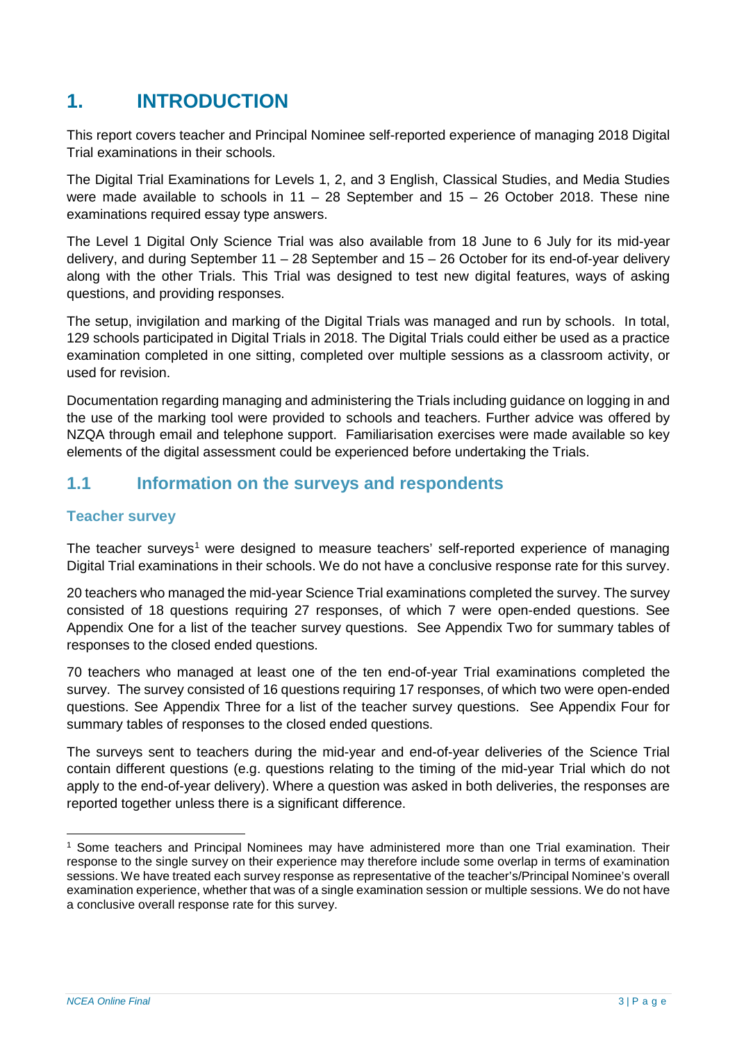# 1. INTRODUCTION

This report covers teacher and Principal Nominee self-reported experience of managing 2018 Digital Trial examinations in their schools.

The Digital Trial Examinations for Levels 1, 2, and 3 English, Classical Studies, and Media Studies were made available to schools in 11 – 28 September and 15 – 26 October 2018. These nine examinations required essay type answers.

The Level 1 Digital Only Science Trial was also available from 18 June to 6 July for its mid-year delivery, and during September 11 – 28 September and 15 – 26 October for its end-of-year delivery along with the other Trials. This Trial was designed to test new digital features, ways of asking questions, and providing responses.

The setup, invigilation and marking of the Digital Trials was managed and run by schools. In total, 129 schools participated in Digital Trials in 2018. The Digital Trials could either be used as a practice examination completed in one sitting, completed over multiple sessions as a classroom activity, or used for revision.

Documentation regarding managing and administering the Trials including guidance on logging in and the use of the marking tool were provided to schools and teachers. Further advice was offered by NZQA through email and telephone support. Familiarisation exercises were made available so key elements of the digital assessment could be experienced before undertaking the Trials.

## 1.1 Information on the surveys and respondents

### Teacher survey

The teacher surveys[1] were designed to measure teachers' self-reported experience of managing Digital Trial examinations in their schools. We do not have a conclusive response rate for this survey.

20 teachers who managed the mid-year Science Trial examinations completed the survey. The survey consisted of 18 questions requiring 27 responses, of which 7 were open-ended questions. See Appendix One for a list of the teacher survey questions. See Appendix Two for summary tables of responses to the closed ended questions.

70 teachers who managed at least one of the ten end-of-year Trial examinations completed the survey. The survey consisted of 16 questions requiring 17 responses, of which two were open-ended questions. See Appendix Three for a list of the teacher survey questions. See Appendix Four for summary tables of responses to the closed ended questions.

The surveys sent to teachers during the mid-year and end-of-year deliveries of the Science Trial contain different questions (e.g. questions relating to the timing of the mid-year Trial which do not apply to the end-of-year delivery). Where a question was asked in both deliveries, the responses are reported together unless there is a significant difference.

[1] Some teachers and Principal Nominees may have administered more than one Trial examination. Their response to the single survey on their experience may therefore include some overlap in terms of examination sessions. We have treated each survey response as representative of the teacher's/Principal Nominee's overall examination experience, whether that was of a single examination session or multiple sessions. We do not have a conclusive overall response rate for this survey.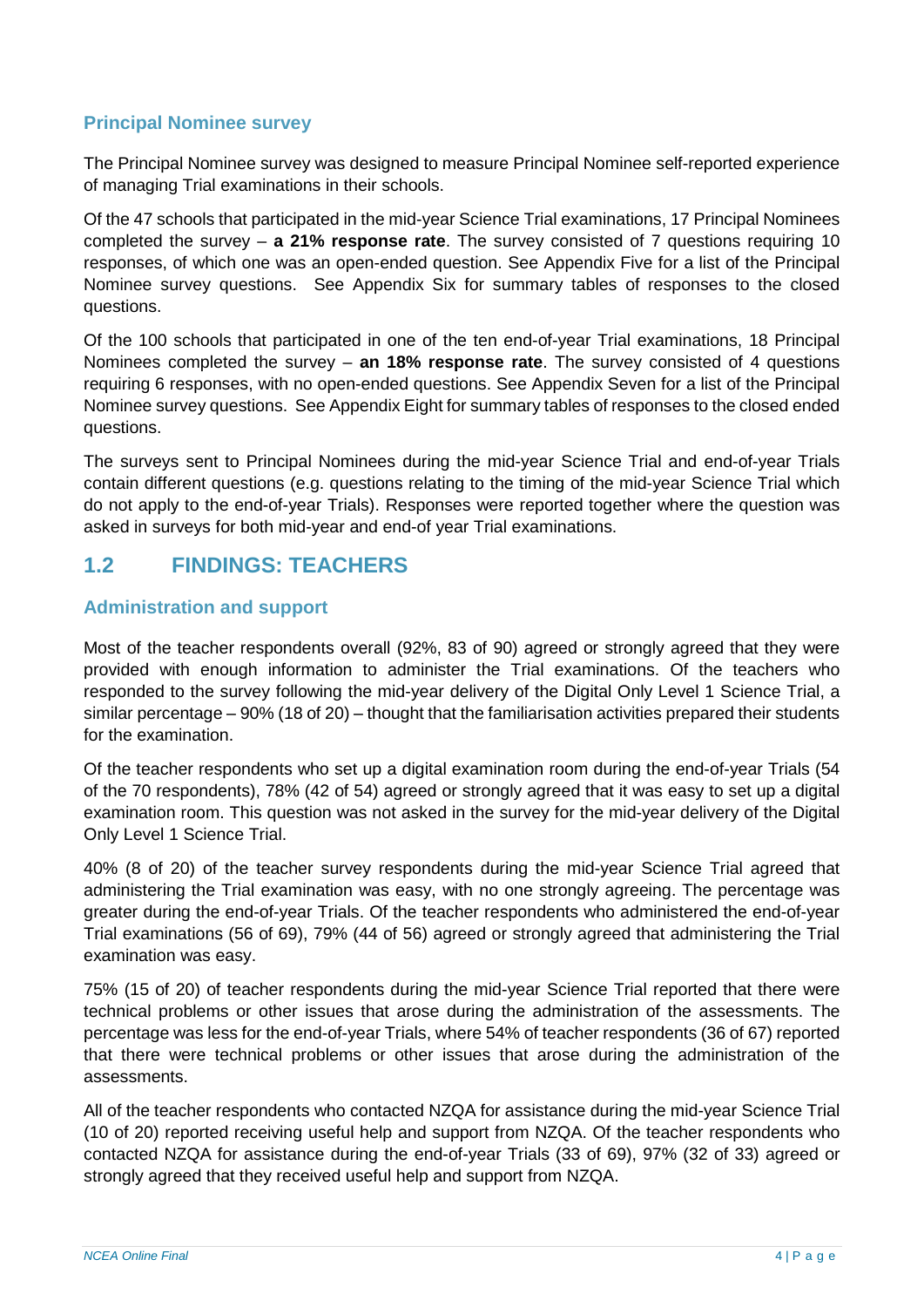### Principal Nominee survey

The Principal Nominee survey was designed to measure Principal Nominee self-reported experience of managing Trial examinations in their schools.

Of the 47 schools that participated in the mid-year Science Trial examinations, 17 Principal Nominees completed the survey – **a 21% response rate**. The survey consisted of 7 questions requiring 10 responses, of which one was an open-ended question. See Appendix Five for a list of the Principal Nominee survey questions. See Appendix Six for summary tables of responses to the closed questions.

Of the 100 schools that participated in one of the ten end-of-year Trial examinations, 18 Principal Nominees completed the survey – **an 18% response rate**. The survey consisted of 4 questions requiring 6 responses, with no open-ended questions. See Appendix Seven for a list of the Principal Nominee survey questions. See Appendix Eight for summary tables of responses to the closed ended questions.

The surveys sent to Principal Nominees during the mid-year Science Trial and end-of-year Trials contain different questions (e.g. questions relating to the timing of the mid-year Science Trial which do not apply to the end-of-year Trials). Responses were reported together where the question was asked in surveys for both mid-year and end-of year Trial examinations.

## 1.2 FINDINGS: TEACHERS

### Administration and support

Most of the teacher respondents overall (92%, 83 of 90) agreed or strongly agreed that they were provided with enough information to administer the Trial examinations. Of the teachers who responded to the survey following the mid-year delivery of the Digital Only Level 1 Science Trial, a similar percentage – 90% (18 of 20) – thought that the familiarisation activities prepared their students for the examination.

Of the teacher respondents who set up a digital examination room during the end-of-year Trials (54 of the 70 respondents), 78% (42 of 54) agreed or strongly agreed that it was easy to set up a digital examination room. This question was not asked in the survey for the mid-year delivery of the Digital Only Level 1 Science Trial.

40% (8 of 20) of the teacher survey respondents during the mid-year Science Trial agreed that administering the Trial examination was easy, with no one strongly agreeing. The percentage was greater during the end-of-year Trials. Of the teacher respondents who administered the end-of-year Trial examinations (56 of 69), 79% (44 of 56) agreed or strongly agreed that administering the Trial examination was easy.

75% (15 of 20) of teacher respondents during the mid-year Science Trial reported that there were technical problems or other issues that arose during the administration of the assessments. The percentage was less for the end-of-year Trials, where 54% of teacher respondents (36 of 67) reported that there were technical problems or other issues that arose during the administration of the assessments.

All of the teacher respondents who contacted NZQA for assistance during the mid-year Science Trial (10 of 20) reported receiving useful help and support from NZQA. Of the teacher respondents who contacted NZQA for assistance during the end-of-year Trials (33 of 69), 97% (32 of 33) agreed or strongly agreed that they received useful help and support from NZQA.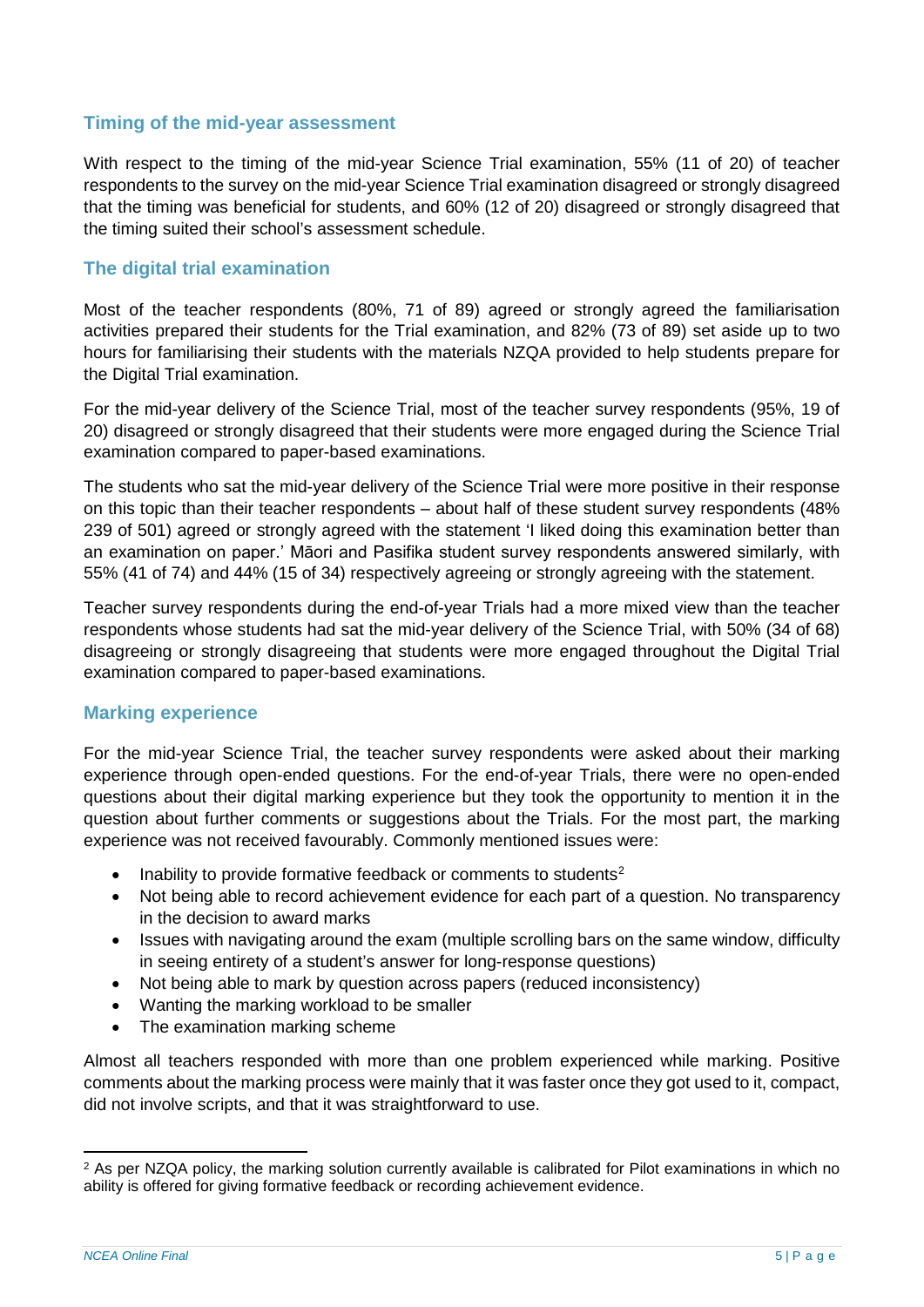## Timing of the mid-year assessment

With respect to the timing of the mid-year Science Trial examination, 55% (11 of 20) of teacher respondents to the survey on the mid-year Science Trial examination disagreed or strongly disagreed that the timing was beneficial for students, and 60% (12 of 20) disagreed or strongly disagreed that the timing suited their school's assessment schedule.

## The digital trial examination

Most of the teacher respondents (80%, 71 of 89) agreed or strongly agreed the familiarisation activities prepared their students for the Trial examination, and 82% (73 of 89) set aside up to two hours for familiarising their students with the materials NZQA provided to help students prepare for the Digital Trial examination.

For the mid-year delivery of the Science Trial, most of the teacher survey respondents (95%, 19 of 20) disagreed or strongly disagreed that their students were more engaged during the Science Trial examination compared to paper-based examinations.

The students who sat the mid-year delivery of the Science Trial were more positive in their response on this topic than their teacher respondents – about half of these student survey respondents (48% 239 of 501) agreed or strongly agreed with the statement 'I liked doing this examination better than an examination on paper.' Māori and Pasifika student survey respondents answered similarly, with 55% (41 of 74) and 44% (15 of 34) respectively agreeing or strongly agreeing with the statement.

Teacher survey respondents during the end-of-year Trials had a more mixed view than the teacher respondents whose students had sat the mid-year delivery of the Science Trial, with 50% (34 of 68) disagreeing or strongly disagreeing that students were more engaged throughout the Digital Trial examination compared to paper-based examinations.

## Marking experience

For the mid-year Science Trial, the teacher survey respondents were asked about their marking experience through open-ended questions. For the end-of-year Trials, there were no open-ended questions about their digital marking experience but they took the opportunity to mention it in the question about further comments or suggestions about the Trials. For the most part, the marking experience was not received favourably. Commonly mentioned issues were:

- Inability to provide formative feedback or comments to students[2]
- Not being able to record achievement evidence for each part of a question. No transparency in the decision to award marks
- Issues with navigating around the exam (multiple scrolling bars on the same window, difficulty in seeing entirety of a student's answer for long-response questions)
- Not being able to mark by question across papers (reduced inconsistency)
- Wanting the marking workload to be smaller
- The examination marking scheme

Almost all teachers responded with more than one problem experienced while marking. Positive comments about the marking process were mainly that it was faster once they got used to it, compact, did not involve scripts, and that it was straightforward to use.

[2] As per NZQA policy, the marking solution currently available is calibrated for Pilot examinations in which no ability is offered for giving formative feedback or recording achievement evidence.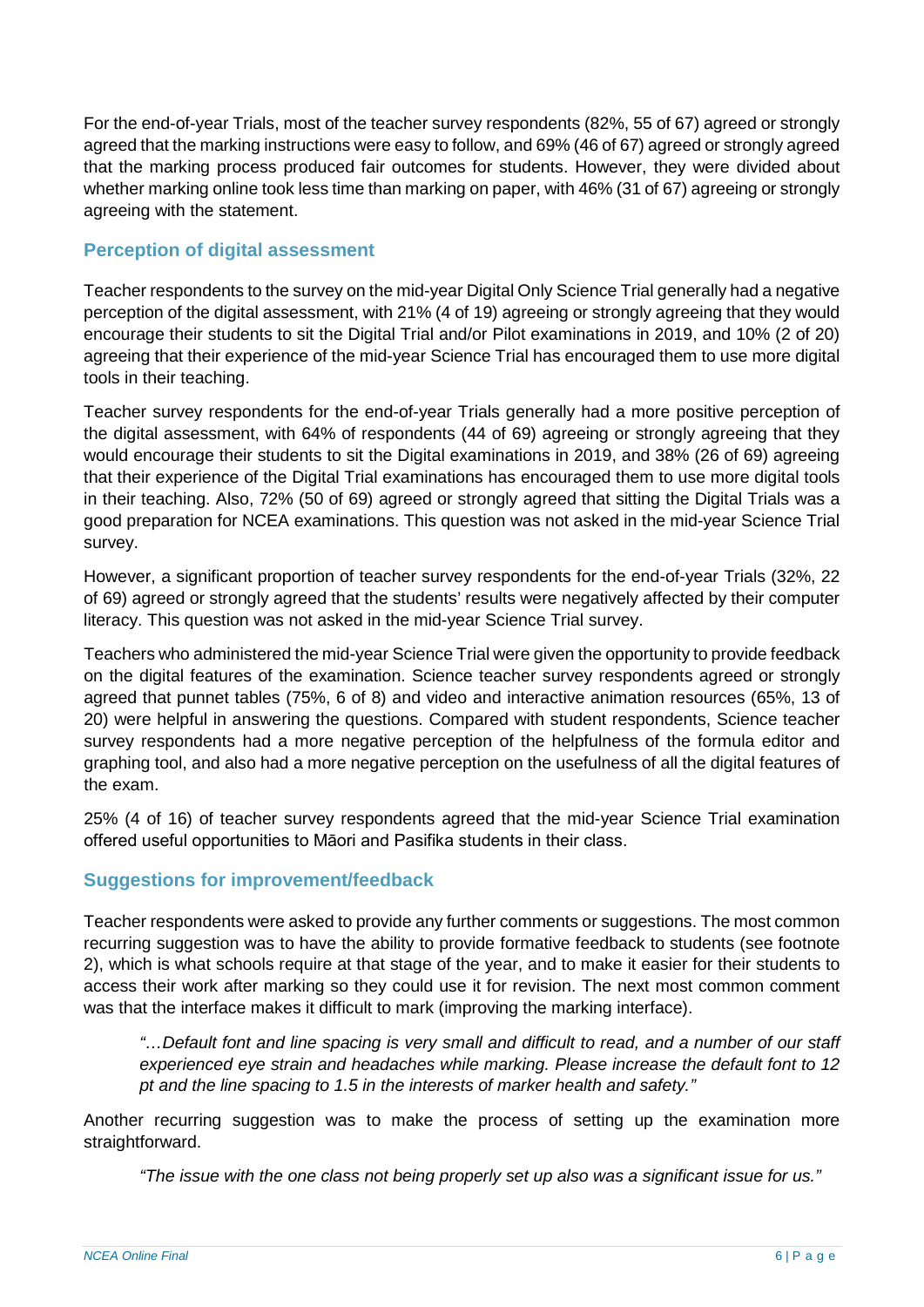For the end-of-year Trials, most of the teacher survey respondents (82%, 55 of 67) agreed or strongly agreed that the marking instructions were easy to follow, and 69% (46 of 67) agreed or strongly agreed that the marking process produced fair outcomes for students. However, they were divided about whether marking online took less time than marking on paper, with 46% (31 of 67) agreeing or strongly agreeing with the statement.

### Perception of digital assessment

Teacher respondents to the survey on the mid-year Digital Only Science Trial generally had a negative perception of the digital assessment, with 21% (4 of 19) agreeing or strongly agreeing that they would encourage their students to sit the Digital Trial and/or Pilot examinations in 2019, and 10% (2 of 20) agreeing that their experience of the mid-year Science Trial has encouraged them to use more digital tools in their teaching.

Teacher survey respondents for the end-of-year Trials generally had a more positive perception of the digital assessment, with 64% of respondents (44 of 69) agreeing or strongly agreeing that they would encourage their students to sit the Digital examinations in 2019, and 38% (26 of 69) agreeing that their experience of the Digital Trial examinations has encouraged them to use more digital tools in their teaching. Also, 72% (50 of 69) agreed or strongly agreed that sitting the Digital Trials was a good preparation for NCEA examinations. This question was not asked in the mid-year Science Trial survey.

However, a significant proportion of teacher survey respondents for the end-of-year Trials (32%, 22 of 69) agreed or strongly agreed that the students' results were negatively affected by their computer literacy. This question was not asked in the mid-year Science Trial survey.

Teachers who administered the mid-year Science Trial were given the opportunity to provide feedback on the digital features of the examination. Science teacher survey respondents agreed or strongly agreed that punnet tables (75%, 6 of 8) and video and interactive animation resources (65%, 13 of 20) were helpful in answering the questions. Compared with student respondents, Science teacher survey respondents had a more negative perception of the helpfulness of the formula editor and graphing tool, and also had a more negative perception on the usefulness of all the digital features of the exam.

25% (4 of 16) of teacher survey respondents agreed that the mid-year Science Trial examination offered useful opportunities to Māori and Pasifika students in their class.

### Suggestions for improvement/feedback

Teacher respondents were asked to provide any further comments or suggestions. The most common recurring suggestion was to have the ability to provide formative feedback to students (see footnote 2), which is what schools require at that stage of the year, and to make it easier for their students to access their work after marking so they could use it for revision. The next most common comment was that the interface makes it difficult to mark (improving the marking interface).

> *"…Default font and line spacing is very small and difficult to read, and a number of our staff experienced eye strain and headaches while marking. Please increase the default font to 12 pt and the line spacing to 1.5 in the interests of marker health and safety."*

Another recurring suggestion was to make the process of setting up the examination more straightforward.

> *"The issue with the one class not being properly set up also was a significant issue for us."*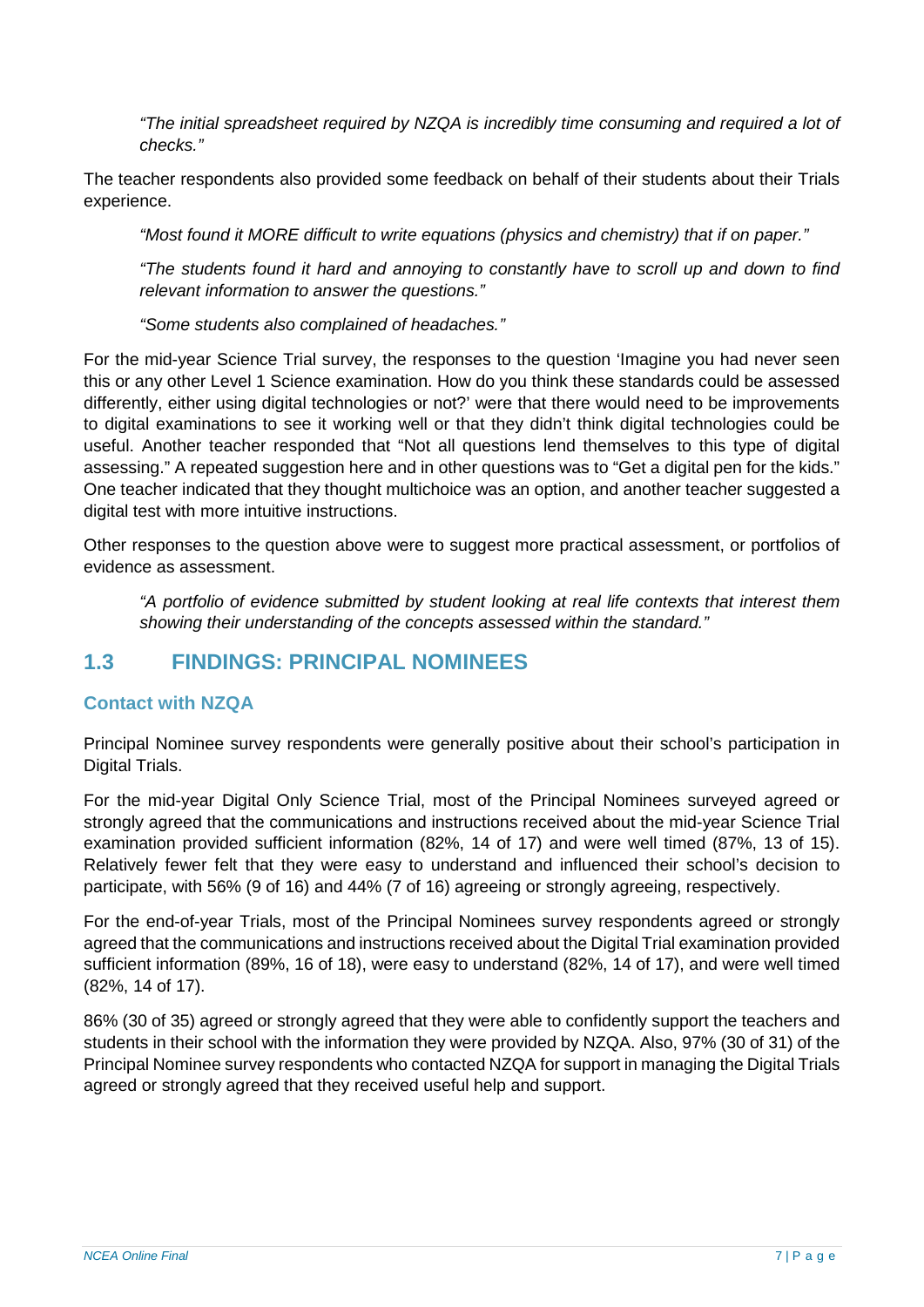> *"The initial spreadsheet required by NZQA is incredibly time consuming and required a lot of checks."*

The teacher respondents also provided some feedback on behalf of their students about their Trials experience.

> *"Most found it MORE difficult to write equations (physics and chemistry) that if on paper."*
>
> *"The students found it hard and annoying to constantly have to scroll up and down to find relevant information to answer the questions."*
>
> *"Some students also complained of headaches."*

For the mid-year Science Trial survey, the responses to the question 'Imagine you had never seen this or any other Level 1 Science examination. How do you think these standards could be assessed differently, either using digital technologies or not?' were that there would need to be improvements to digital examinations to see it working well or that they didn't think digital technologies could be useful. Another teacher responded that "Not all questions lend themselves to this type of digital assessing." A repeated suggestion here and in other questions was to "Get a digital pen for the kids." One teacher indicated that they thought multichoice was an option, and another teacher suggested a digital test with more intuitive instructions.

Other responses to the question above were to suggest more practical assessment, or portfolios of evidence as assessment.

> *"A portfolio of evidence submitted by student looking at real life contexts that interest them showing their understanding of the concepts assessed within the standard."*

## 1.3 FINDINGS: PRINCIPAL NOMINEES

### Contact with NZQA

Principal Nominee survey respondents were generally positive about their school's participation in Digital Trials.

For the mid-year Digital Only Science Trial, most of the Principal Nominees surveyed agreed or strongly agreed that the communications and instructions received about the mid-year Science Trial examination provided sufficient information (82%, 14 of 17) and were well timed (87%, 13 of 15). Relatively fewer felt that they were easy to understand and influenced their school's decision to participate, with 56% (9 of 16) and 44% (7 of 16) agreeing or strongly agreeing, respectively.

For the end-of-year Trials, most of the Principal Nominees survey respondents agreed or strongly agreed that the communications and instructions received about the Digital Trial examination provided sufficient information (89%, 16 of 18), were easy to understand (82%, 14 of 17), and were well timed (82%, 14 of 17).

86% (30 of 35) agreed or strongly agreed that they were able to confidently support the teachers and students in their school with the information they were provided by NZQA. Also, 97% (30 of 31) of the Principal Nominee survey respondents who contacted NZQA for support in managing the Digital Trials agreed or strongly agreed that they received useful help and support.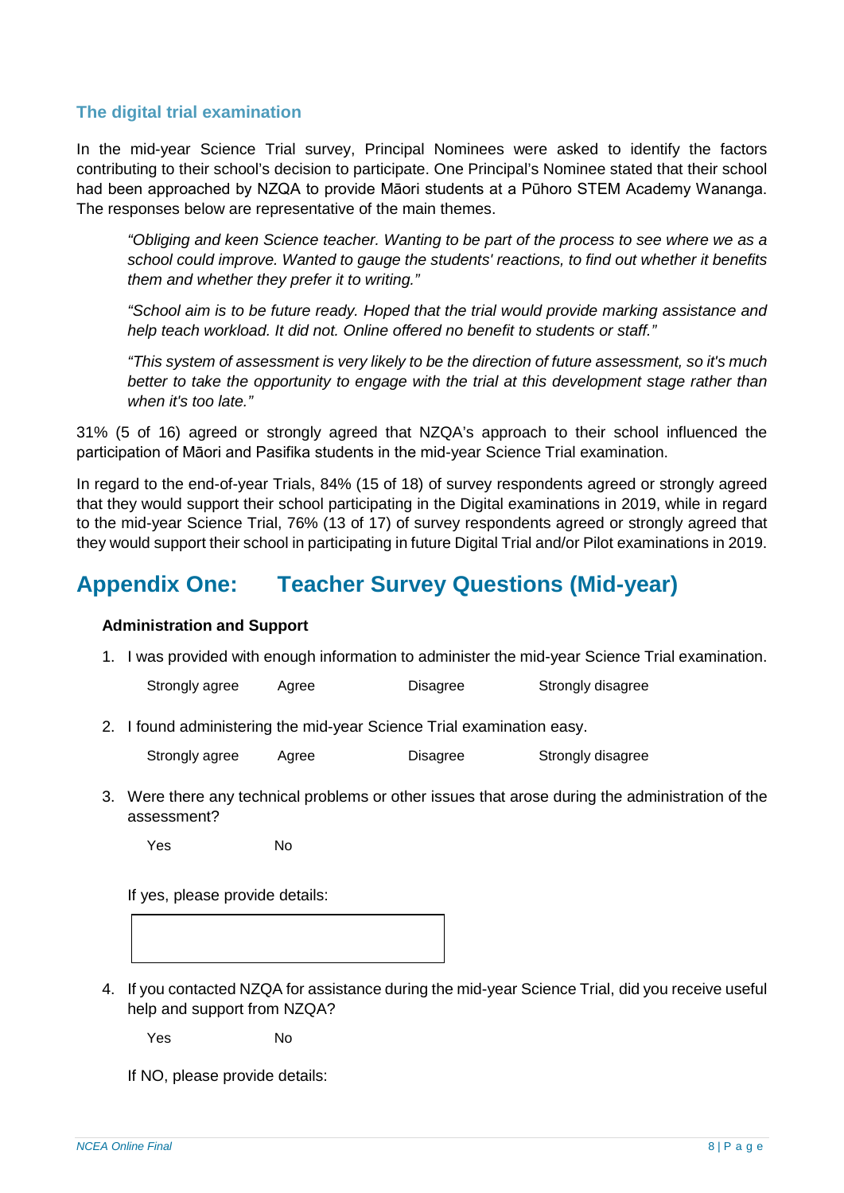### The digital trial examination

In the mid-year Science Trial survey, Principal Nominees were asked to identify the factors contributing to their school's decision to participate. One Principal's Nominee stated that their school had been approached by NZQA to provide Māori students at a Pūhoro STEM Academy Wananga. The responses below are representative of the main themes.

> *"Obliging and keen Science teacher. Wanting to be part of the process to see where we as a school could improve. Wanted to gauge the students' reactions, to find out whether it benefits them and whether they prefer it to writing."*

> *"School aim is to be future ready. Hoped that the trial would provide marking assistance and help teach workload. It did not. Online offered no benefit to students or staff."*

> *"This system of assessment is very likely to be the direction of future assessment, so it's much better to take the opportunity to engage with the trial at this development stage rather than when it's too late."*

31% (5 of 16) agreed or strongly agreed that NZQA's approach to their school influenced the participation of Māori and Pasifika students in the mid-year Science Trial examination.

In regard to the end-of-year Trials, 84% (15 of 18) of survey respondents agreed or strongly agreed that they would support their school participating in the Digital examinations in 2019, while in regard to the mid-year Science Trial, 76% (13 of 17) of survey respondents agreed or strongly agreed that they would support their school in participating in future Digital Trial and/or Pilot examinations in 2019.

# Appendix One: Teacher Survey Questions (Mid-year)

**Administration and Support**

1. I was provided with enough information to administer the mid-year Science Trial examination.

   Strongly agree    Agree    Disagree    Strongly disagree

2. I found administering the mid-year Science Trial examination easy.

   Strongly agree    Agree    Disagree    Strongly disagree

3. Were there any technical problems or other issues that arose during the administration of the assessment?

   Yes    No

   If yes, please provide details:

4. If you contacted NZQA for assistance during the mid-year Science Trial, did you receive useful help and support from NZQA?

   Yes    No

   If NO, please provide details: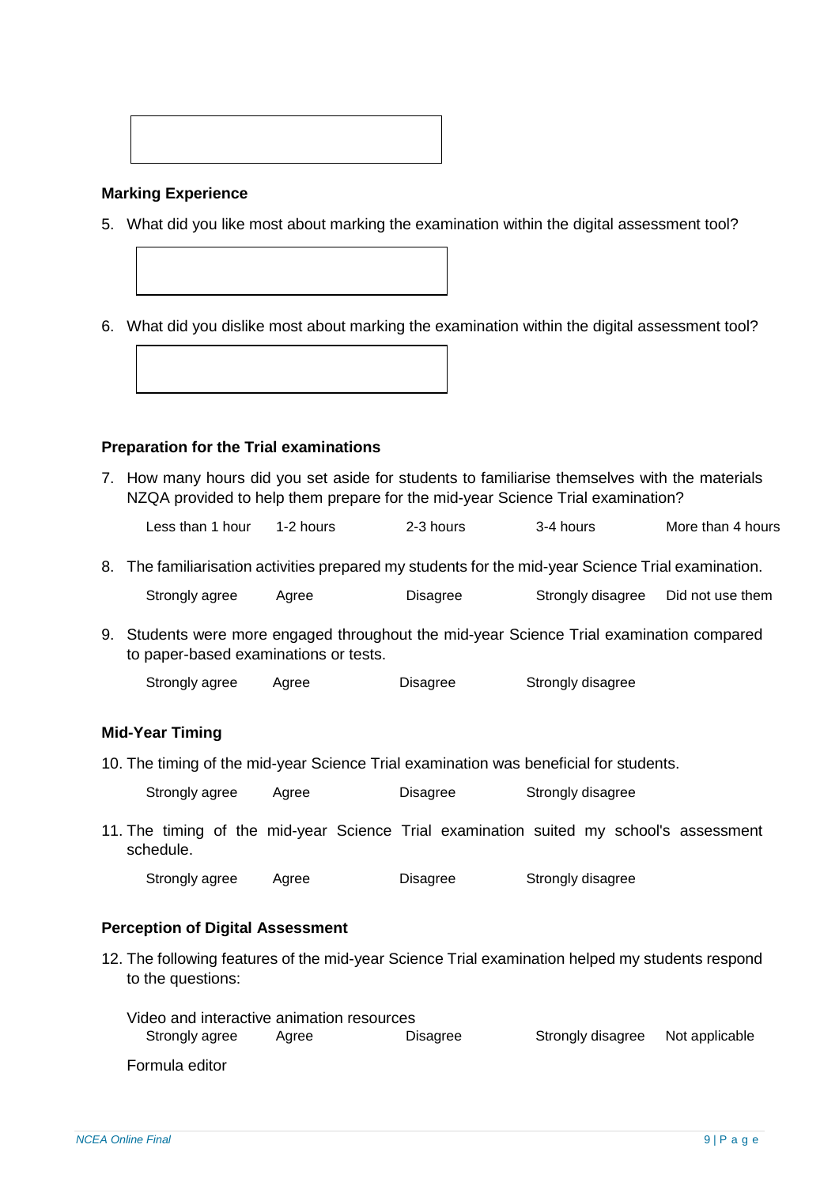### Marking Experience

5. What did you like most about marking the examination within the digital assessment tool?

6. What did you dislike most about marking the examination within the digital assessment tool?

### Preparation for the Trial examinations

7. How many hours did you set aside for students to familiarise themselves with the materials NZQA provided to help them prepare for the mid-year Science Trial examination?

   Less than 1 hour    1-2 hours    2-3 hours    3-4 hours    More than 4 hours

8. The familiarisation activities prepared my students for the mid-year Science Trial examination.

   Strongly agree    Agree    Disagree    Strongly disagree    Did not use them

9. Students were more engaged throughout the mid-year Science Trial examination compared to paper-based examinations or tests.

   Strongly agree    Agree    Disagree    Strongly disagree

### Mid-Year Timing

10. The timing of the mid-year Science Trial examination was beneficial for students.

    Strongly agree    Agree    Disagree    Strongly disagree

11. The timing of the mid-year Science Trial examination suited my school's assessment schedule.

    Strongly agree    Agree    Disagree    Strongly disagree

### Perception of Digital Assessment

12. The following features of the mid-year Science Trial examination helped my students respond to the questions:

    Video and interactive animation resources

    Strongly agree    Agree    Disagree    Strongly disagree    Not applicable

    Formula editor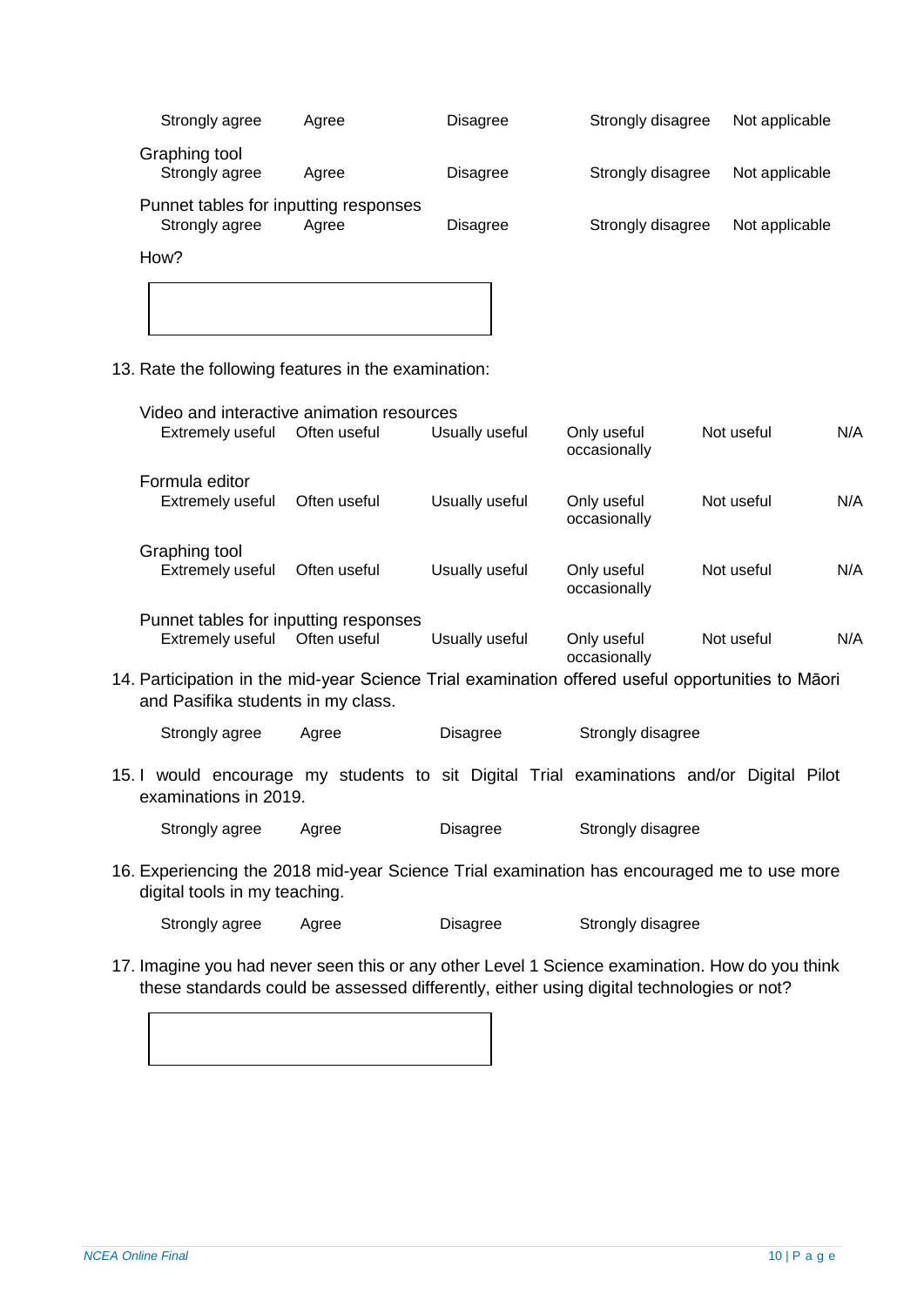Strongly agree    Agree    Disagree    Strongly disagree    Not applicable

Graphing tool

Strongly agree    Agree    Disagree    Strongly disagree    Not applicable

Punnet tables for inputting responses

Strongly agree    Agree    Disagree    Strongly disagree    Not applicable

How?

13. Rate the following features in the examination:

Video and interactive animation resources

Extremely useful    Often useful    Usually useful    Only useful occasionally    Not useful    N/A

Formula editor

Extremely useful    Often useful    Usually useful    Only useful occasionally    Not useful    N/A

Graphing tool

Extremely useful    Often useful    Usually useful    Only useful occasionally    Not useful    N/A

Punnet tables for inputting responses

Extremely useful    Often useful    Usually useful    Only useful occasionally    Not useful    N/A

14. Participation in the mid-year Science Trial examination offered useful opportunities to Māori and Pasifika students in my class.

    Strongly agree    Agree    Disagree    Strongly disagree

15. I would encourage my students to sit Digital Trial examinations and/or Digital Pilot examinations in 2019.

    Strongly agree    Agree    Disagree    Strongly disagree

16. Experiencing the 2018 mid-year Science Trial examination has encouraged me to use more digital tools in my teaching.

    Strongly agree    Agree    Disagree    Strongly disagree

17. Imagine you had never seen this or any other Level 1 Science examination. How do you think these standards could be assessed differently, either using digital technologies or not?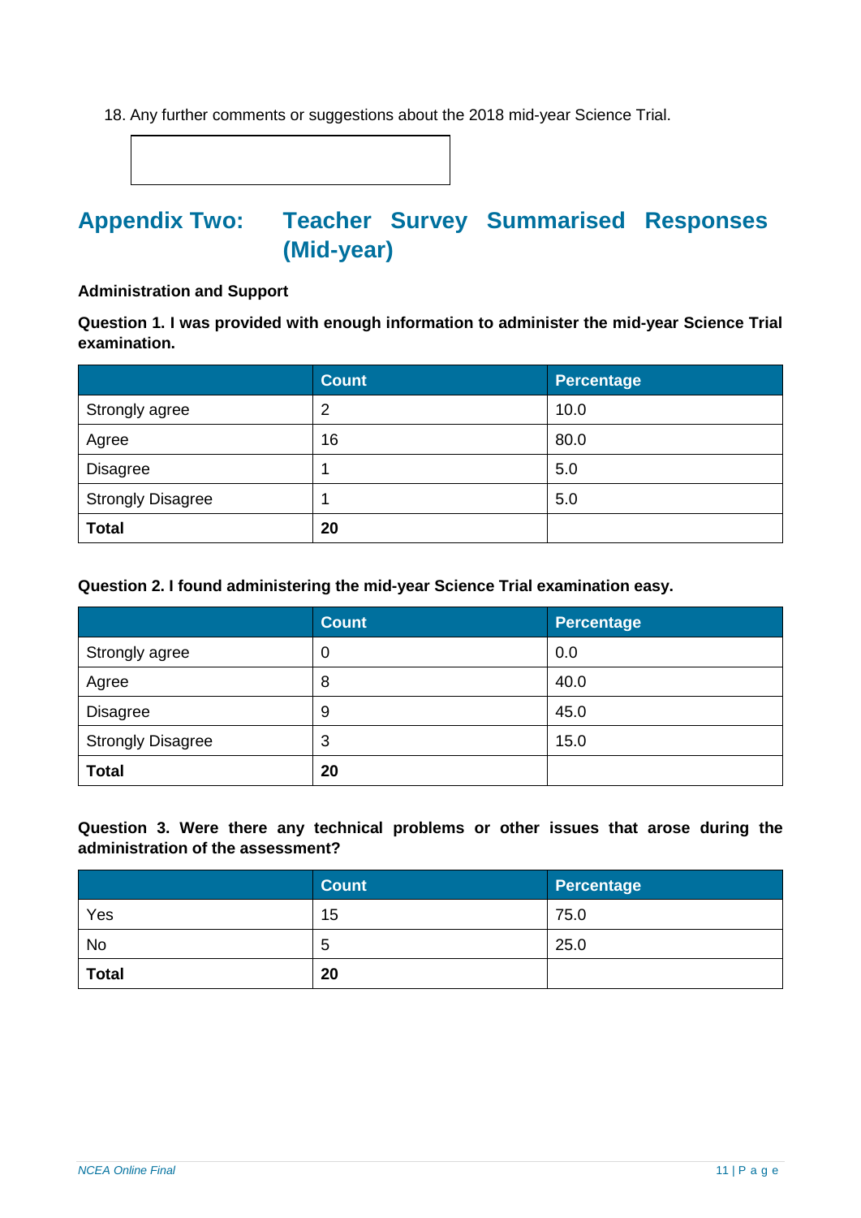18. Any further comments or suggestions about the 2018 mid-year Science Trial.

# Appendix Two: Teacher Survey Summarised Responses (Mid-year)

**Administration and Support**

**Question 1. I was provided with enough information to administer the mid-year Science Trial examination.**

| | Count | Percentage |
|---|---|---|
| Strongly agree | 2 | 10.0 |
| Agree | 16 | 80.0 |
| Disagree | 1 | 5.0 |
| Strongly Disagree | 1 | 5.0 |
| **Total** | **20** | |

**Question 2. I found administering the mid-year Science Trial examination easy.**

| | Count | Percentage |
|---|---|---|
| Strongly agree | 0 | 0.0 |
| Agree | 8 | 40.0 |
| Disagree | 9 | 45.0 |
| Strongly Disagree | 3 | 15.0 |
| **Total** | **20** | |

**Question 3. Were there any technical problems or other issues that arose during the administration of the assessment?**

| | Count | Percentage |
|---|---|---|
| Yes | 15 | 75.0 |
| No | 5 | 25.0 |
| **Total** | **20** | |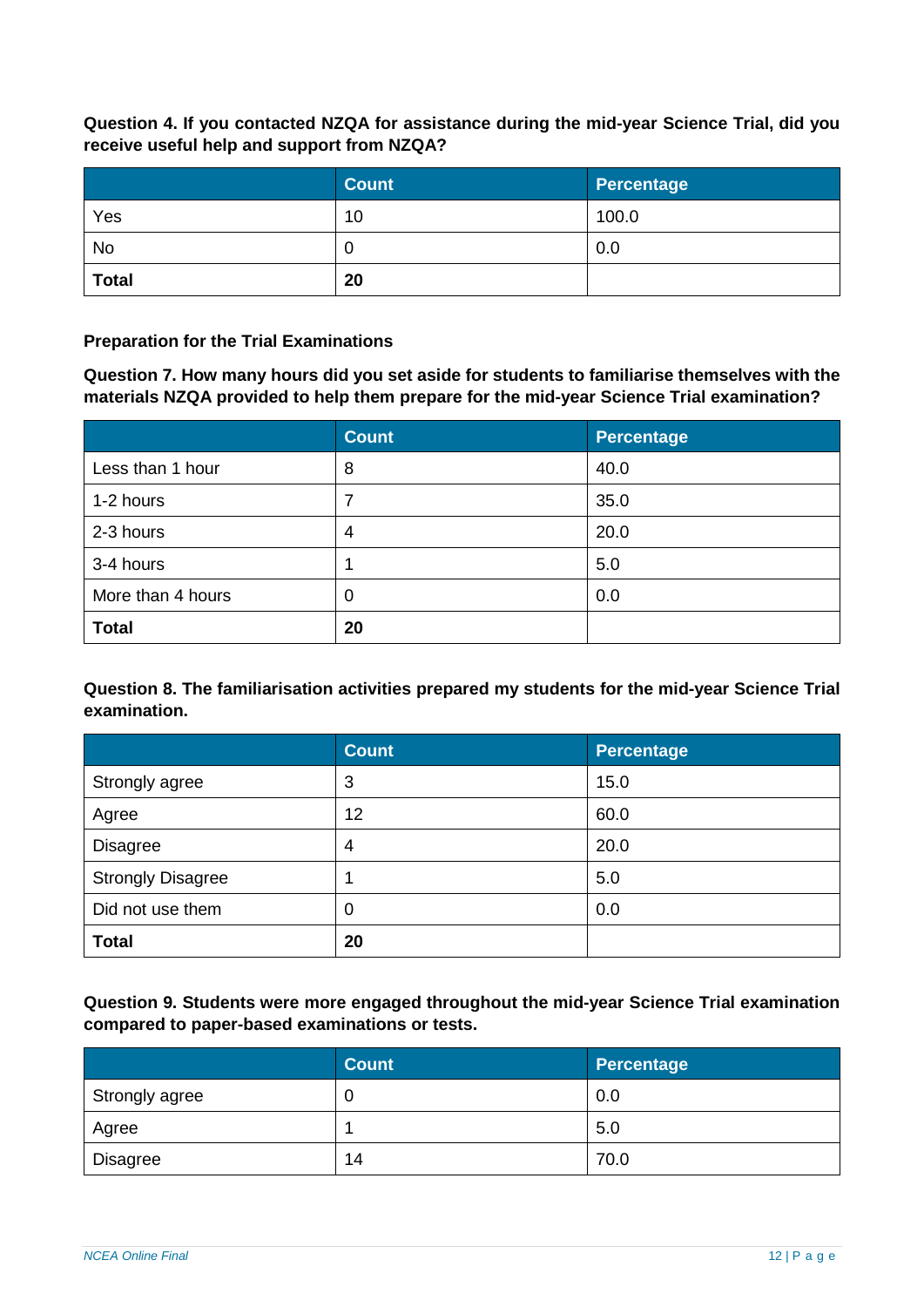**Question 4. If you contacted NZQA for assistance during the mid-year Science Trial, did you receive useful help and support from NZQA?**

| | Count | Percentage |
|---|---|---|
| Yes | 10 | 100.0 |
| No | 0 | 0.0 |
| **Total** | **20** | |

**Preparation for the Trial Examinations**

**Question 7. How many hours did you set aside for students to familiarise themselves with the materials NZQA provided to help them prepare for the mid-year Science Trial examination?**

| | Count | Percentage |
|---|---|---|
| Less than 1 hour | 8 | 40.0 |
| 1-2 hours | 7 | 35.0 |
| 2-3 hours | 4 | 20.0 |
| 3-4 hours | 1 | 5.0 |
| More than 4 hours | 0 | 0.0 |
| **Total** | **20** | |

**Question 8. The familiarisation activities prepared my students for the mid-year Science Trial examination.**

| | Count | Percentage |
|---|---|---|
| Strongly agree | 3 | 15.0 |
| Agree | 12 | 60.0 |
| Disagree | 4 | 20.0 |
| Strongly Disagree | 1 | 5.0 |
| Did not use them | 0 | 0.0 |
| **Total** | **20** | |

**Question 9. Students were more engaged throughout the mid-year Science Trial examination compared to paper-based examinations or tests.**

| | Count | Percentage |
|---|---|---|
| Strongly agree | 0 | 0.0 |
| Agree | 1 | 5.0 |
| Disagree | 14 | 70.0 |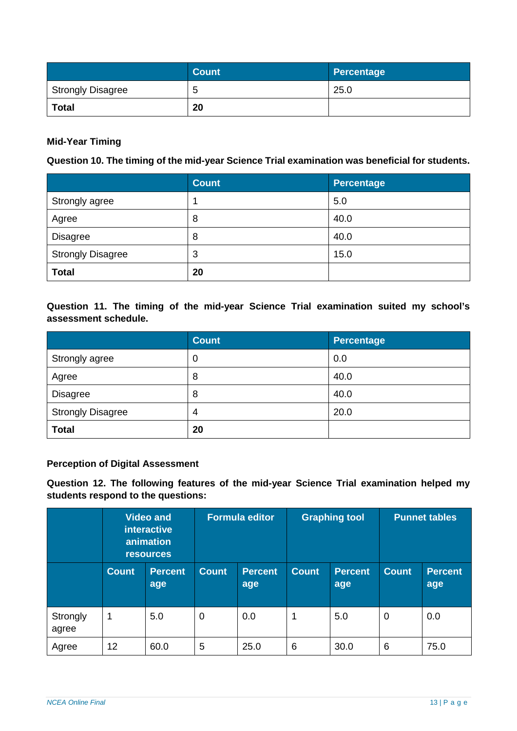| | Count | Percentage |
|---|---|---|
| Strongly Disagree | 5 | 25.0 |
| **Total** | **20** | |

**Mid-Year Timing**

**Question 10. The timing of the mid-year Science Trial examination was beneficial for students.**

| | Count | Percentage |
|---|---|---|
| Strongly agree | 1 | 5.0 |
| Agree | 8 | 40.0 |
| Disagree | 8 | 40.0 |
| Strongly Disagree | 3 | 15.0 |
| **Total** | **20** | |

**Question 11. The timing of the mid-year Science Trial examination suited my school's assessment schedule.**

| | Count | Percentage |
|---|---|---|
| Strongly agree | 0 | 0.0 |
| Agree | 8 | 40.0 |
| Disagree | 8 | 40.0 |
| Strongly Disagree | 4 | 20.0 |
| **Total** | **20** | |

**Perception of Digital Assessment**

**Question 12. The following features of the mid-year Science Trial examination helped my students respond to the questions:**

| | Video and interactive animation resources | | Formula editor | | Graphing tool | | Punnet tables | |
|---|---|---|---|---|---|---|---|---|
| | Count | Percentage | Count | Percentage | Count | Percentage | Count | Percentage |
| Strongly agree | 1 | 5.0 | 0 | 0.0 | 1 | 5.0 | 0 | 0.0 |
| Agree | 12 | 60.0 | 5 | 25.0 | 6 | 30.0 | 6 | 75.0 |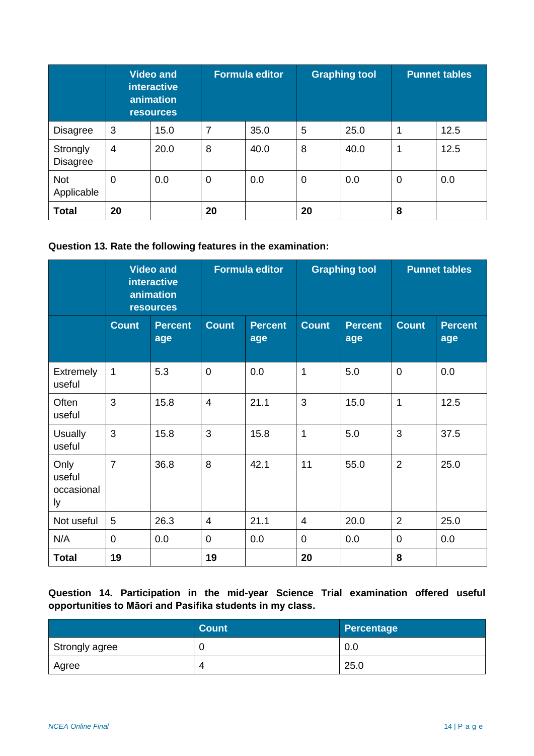| | Video and interactive animation resources | | Formula editor | | Graphing tool | | Punnet tables | |
|---|---|---|---|---|---|---|---|---|
| Disagree | 3 | 15.0 | 7 | 35.0 | 5 | 25.0 | 1 | 12.5 |
| Strongly Disagree | 4 | 20.0 | 8 | 40.0 | 8 | 40.0 | 1 | 12.5 |
| Not Applicable | 0 | 0.0 | 0 | 0.0 | 0 | 0.0 | 0 | 0.0 |
| **Total** | **20** | | **20** | | **20** | | **8** | |

**Question 13. Rate the following features in the examination:**

| | Video and interactive animation resources | | Formula editor | | Graphing tool | | Punnet tables | |
|---|---|---|---|---|---|---|---|---|
| | Count | Percent age | Count | Percent age | Count | Percent age | Count | Percent age |
| Extremely useful | 1 | 5.3 | 0 | 0.0 | 1 | 5.0 | 0 | 0.0 |
| Often useful | 3 | 15.8 | 4 | 21.1 | 3 | 15.0 | 1 | 12.5 |
| Usually useful | 3 | 15.8 | 3 | 15.8 | 1 | 5.0 | 3 | 37.5 |
| Only useful occasionally | 7 | 36.8 | 8 | 42.1 | 11 | 55.0 | 2 | 25.0 |
| Not useful | 5 | 26.3 | 4 | 21.1 | 4 | 20.0 | 2 | 25.0 |
| N/A | 0 | 0.0 | 0 | 0.0 | 0 | 0.0 | 0 | 0.0 |
| **Total** | **19** | | **19** | | **20** | | **8** | |

**Question 14. Participation in the mid-year Science Trial examination offered useful opportunities to Māori and Pasifika students in my class.**

| | Count | Percentage |
|---|---|---|
| Strongly agree | 0 | 0.0 |
| Agree | 4 | 25.0 |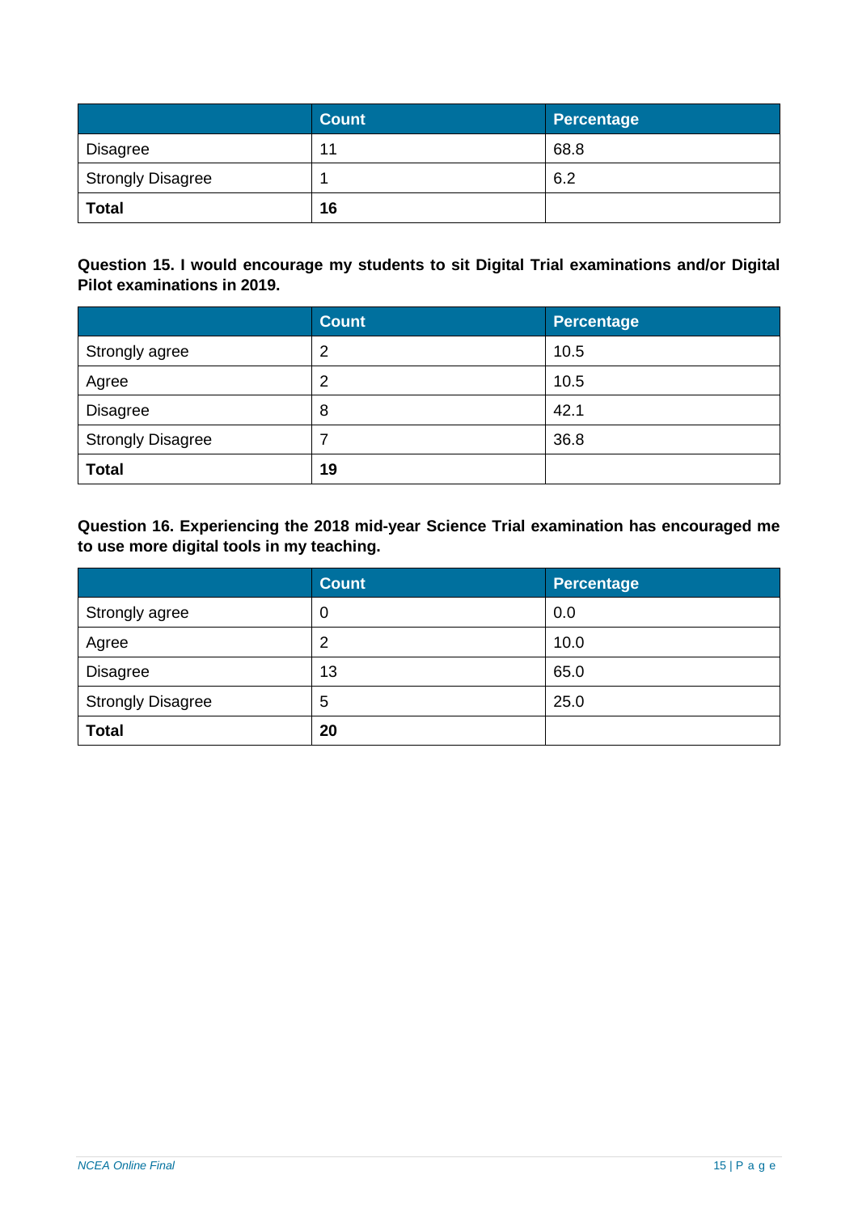| | Count | Percentage |
|---|---|---|
| Disagree | 11 | 68.8 |
| Strongly Disagree | 1 | 6.2 |
| **Total** | **16** | |

**Question 15. I would encourage my students to sit Digital Trial examinations and/or Digital Pilot examinations in 2019.**

| | Count | Percentage |
|---|---|---|
| Strongly agree | 2 | 10.5 |
| Agree | 2 | 10.5 |
| Disagree | 8 | 42.1 |
| Strongly Disagree | 7 | 36.8 |
| **Total** | **19** | |

**Question 16. Experiencing the 2018 mid-year Science Trial examination has encouraged me to use more digital tools in my teaching.**

| | Count | Percentage |
|---|---|---|
| Strongly agree | 0 | 0.0 |
| Agree | 2 | 10.0 |
| Disagree | 13 | 65.0 |
| Strongly Disagree | 5 | 25.0 |
| **Total** | **20** | |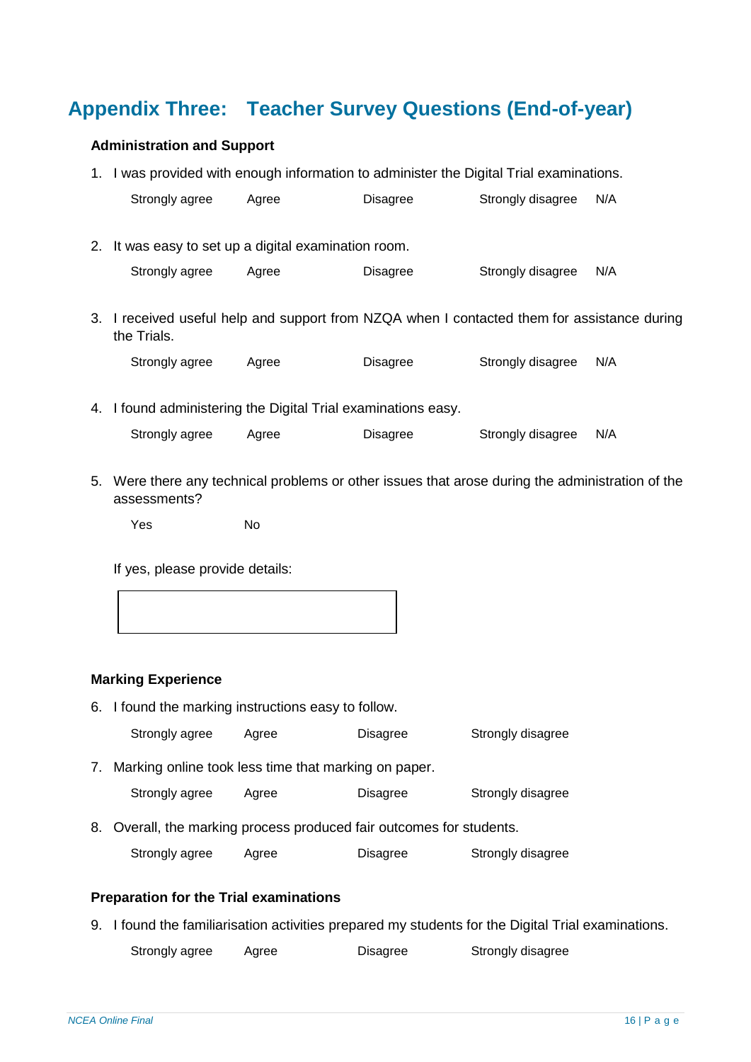# Appendix Three: Teacher Survey Questions (End-of-year)

**Administration and Support**

1. I was provided with enough information to administer the Digital Trial examinations.

   Strongly agree   Agree   Disagree   Strongly disagree   N/A

2. It was easy to set up a digital examination room.

   Strongly agree   Agree   Disagree   Strongly disagree   N/A

3. I received useful help and support from NZQA when I contacted them for assistance during the Trials.

   Strongly agree   Agree   Disagree   Strongly disagree   N/A

4. I found administering the Digital Trial examinations easy.

   Strongly agree   Agree   Disagree   Strongly disagree   N/A

5. Were there any technical problems or other issues that arose during the administration of the assessments?

   Yes   No

   If yes, please provide details:

**Marking Experience**

6. I found the marking instructions easy to follow.

   Strongly agree   Agree   Disagree   Strongly disagree

7. Marking online took less time that marking on paper.

   Strongly agree   Agree   Disagree   Strongly disagree

8. Overall, the marking process produced fair outcomes for students.

   Strongly agree   Agree   Disagree   Strongly disagree

**Preparation for the Trial examinations**

9. I found the familiarisation activities prepared my students for the Digital Trial examinations.

   Strongly agree   Agree   Disagree   Strongly disagree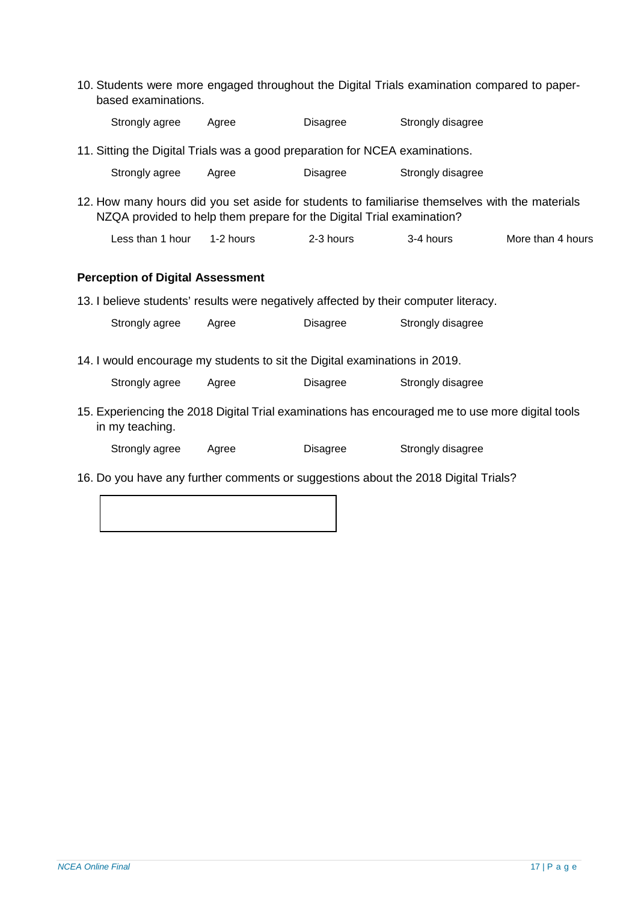10. Students were more engaged throughout the Digital Trials examination compared to paper-based examinations.

    Strongly agree    Agree    Disagree    Strongly disagree

11. Sitting the Digital Trials was a good preparation for NCEA examinations.

    Strongly agree    Agree    Disagree    Strongly disagree

12. How many hours did you set aside for students to familiarise themselves with the materials NZQA provided to help them prepare for the Digital Trial examination?

    Less than 1 hour    1-2 hours    2-3 hours    3-4 hours    More than 4 hours

**Perception of Digital Assessment**

13. I believe students' results were negatively affected by their computer literacy.

    Strongly agree    Agree    Disagree    Strongly disagree

14. I would encourage my students to sit the Digital examinations in 2019.

    Strongly agree    Agree    Disagree    Strongly disagree

15. Experiencing the 2018 Digital Trial examinations has encouraged me to use more digital tools in my teaching.

    Strongly agree    Agree    Disagree    Strongly disagree

16. Do you have any further comments or suggestions about the 2018 Digital Trials?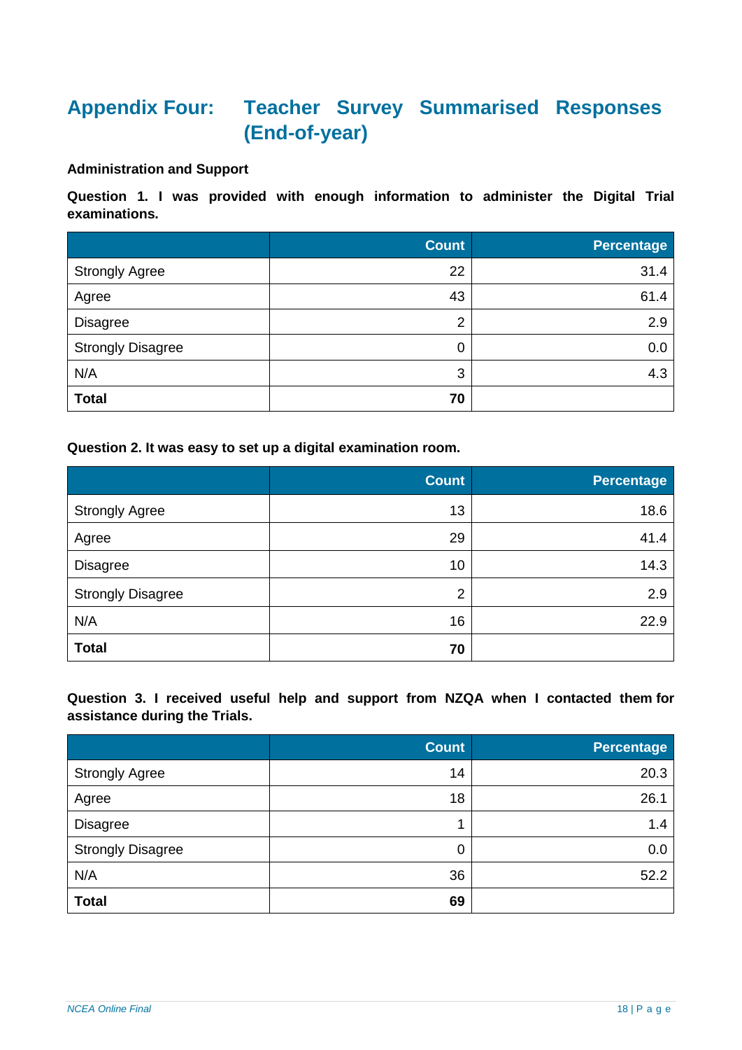# Appendix Four: Teacher Survey Summarised Responses (End-of-year)

**Administration and Support**

**Question 1. I was provided with enough information to administer the Digital Trial examinations.**

| | Count | Percentage |
|---|---:|---:|
| Strongly Agree | 22 | 31.4 |
| Agree | 43 | 61.4 |
| Disagree | 2 | 2.9 |
| Strongly Disagree | 0 | 0.0 |
| N/A | 3 | 4.3 |
| **Total** | **70** | |

**Question 2. It was easy to set up a digital examination room.**

| | Count | Percentage |
|---|---:|---:|
| Strongly Agree | 13 | 18.6 |
| Agree | 29 | 41.4 |
| Disagree | 10 | 14.3 |
| Strongly Disagree | 2 | 2.9 |
| N/A | 16 | 22.9 |
| **Total** | **70** | |

**Question 3. I received useful help and support from NZQA when I contacted them for assistance during the Trials.**

| | Count | Percentage |
|---|---:|---:|
| Strongly Agree | 14 | 20.3 |
| Agree | 18 | 26.1 |
| Disagree | 1 | 1.4 |
| Strongly Disagree | 0 | 0.0 |
| N/A | 36 | 52.2 |
| **Total** | **69** | |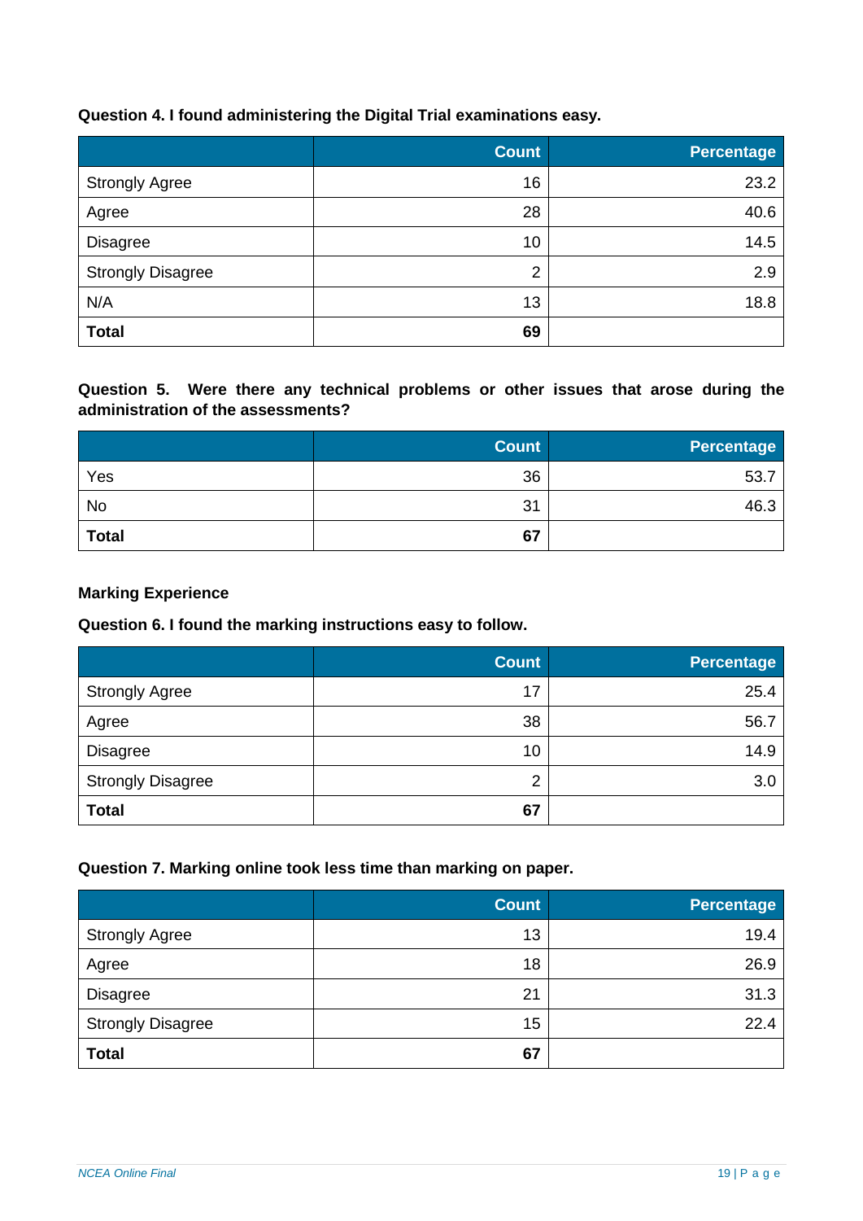**Question 4. I found administering the Digital Trial examinations easy.**

| | Count | Percentage |
|---|---|---|
| Strongly Agree | 16 | 23.2 |
| Agree | 28 | 40.6 |
| Disagree | 10 | 14.5 |
| Strongly Disagree | 2 | 2.9 |
| N/A | 13 | 18.8 |
| **Total** | **69** | |

**Question 5. Were there any technical problems or other issues that arose during the administration of the assessments?**

| | Count | Percentage |
|---|---|---|
| Yes | 36 | 53.7 |
| No | 31 | 46.3 |
| **Total** | **67** | |

**Marking Experience**

**Question 6. I found the marking instructions easy to follow.**

| | Count | Percentage |
|---|---|---|
| Strongly Agree | 17 | 25.4 |
| Agree | 38 | 56.7 |
| Disagree | 10 | 14.9 |
| Strongly Disagree | 2 | 3.0 |
| **Total** | **67** | |

**Question 7. Marking online took less time than marking on paper.**

| | Count | Percentage |
|---|---|---|
| Strongly Agree | 13 | 19.4 |
| Agree | 18 | 26.9 |
| Disagree | 21 | 31.3 |
| Strongly Disagree | 15 | 22.4 |
| **Total** | **67** | |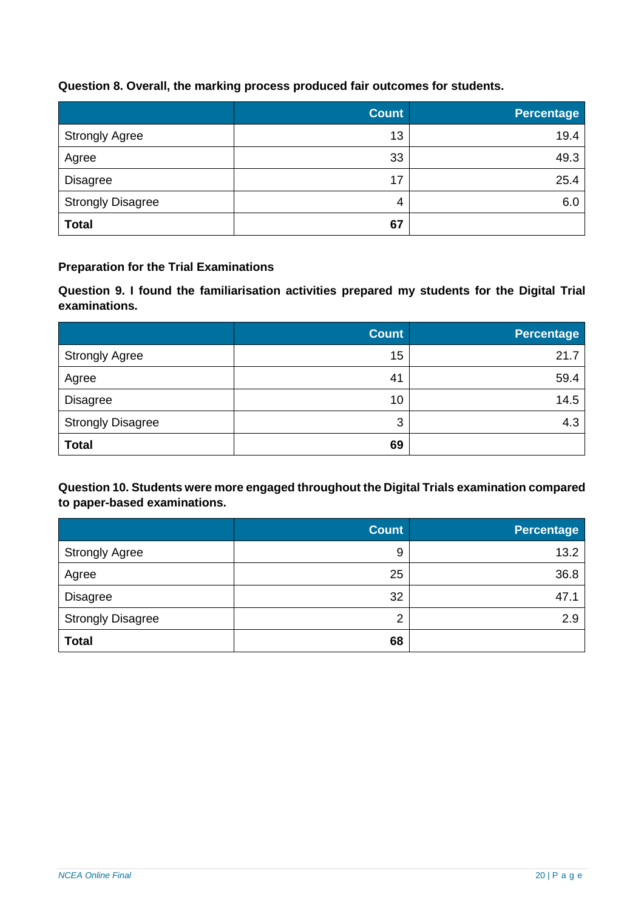**Question 8. Overall, the marking process produced fair outcomes for students.**

| | Count | Percentage |
|---|---:|---:|
| Strongly Agree | 13 | 19.4 |
| Agree | 33 | 49.3 |
| Disagree | 17 | 25.4 |
| Strongly Disagree | 4 | 6.0 |
| **Total** | **67** | |

**Preparation for the Trial Examinations**

**Question 9. I found the familiarisation activities prepared my students for the Digital Trial examinations.**

| | Count | Percentage |
|---|---:|---:|
| Strongly Agree | 15 | 21.7 |
| Agree | 41 | 59.4 |
| Disagree | 10 | 14.5 |
| Strongly Disagree | 3 | 4.3 |
| **Total** | **69** | |

**Question 10. Students were more engaged throughout the Digital Trials examination compared to paper-based examinations.**

| | Count | Percentage |
|---|---:|---:|
| Strongly Agree | 9 | 13.2 |
| Agree | 25 | 36.8 |
| Disagree | 32 | 47.1 |
| Strongly Disagree | 2 | 2.9 |
| **Total** | **68** | |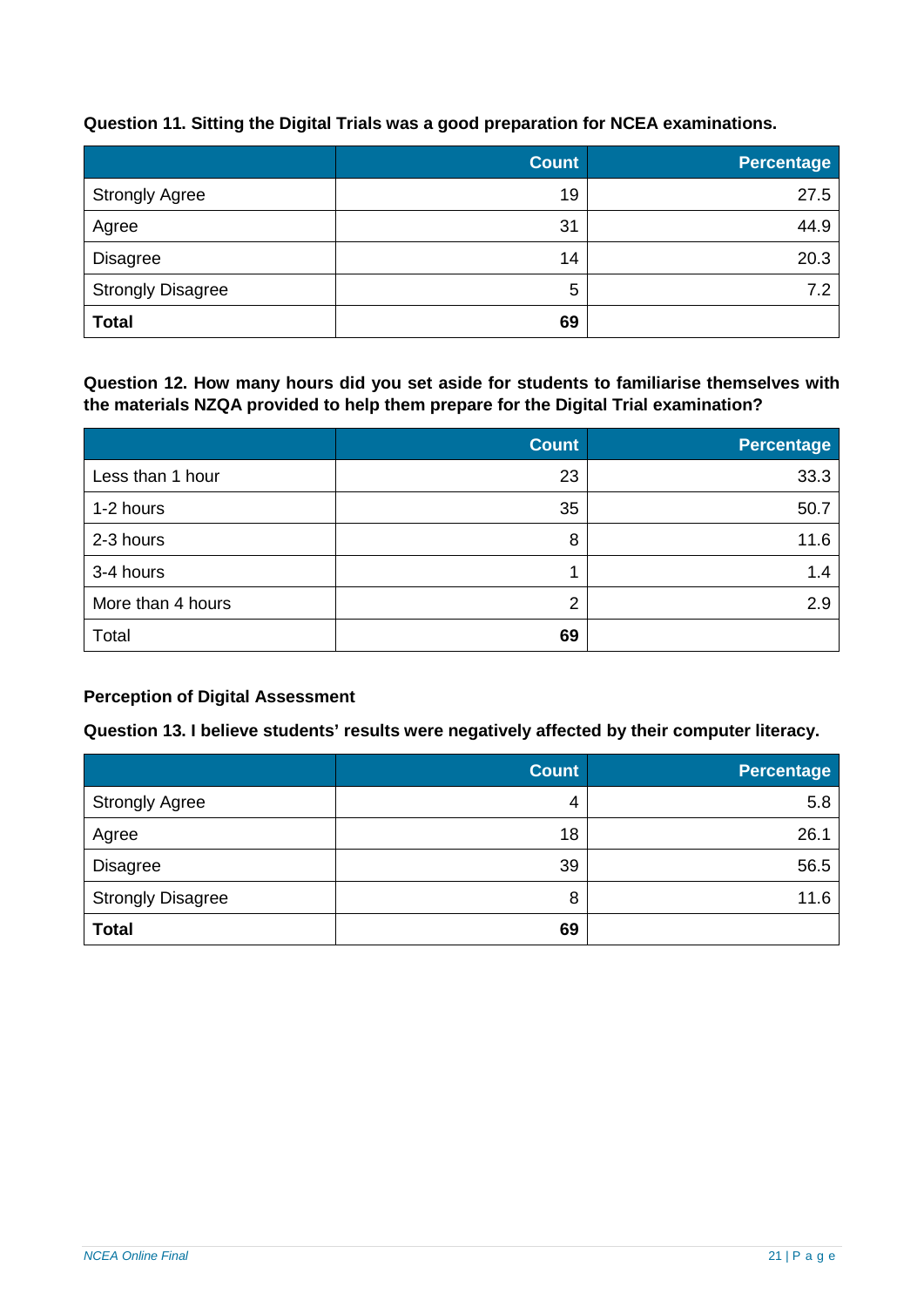**Question 11. Sitting the Digital Trials was a good preparation for NCEA examinations.**

| | Count | Percentage |
|---|---|---|
| Strongly Agree | 19 | 27.5 |
| Agree | 31 | 44.9 |
| Disagree | 14 | 20.3 |
| Strongly Disagree | 5 | 7.2 |
| **Total** | **69** | |

**Question 12. How many hours did you set aside for students to familiarise themselves with the materials NZQA provided to help them prepare for the Digital Trial examination?**

| | Count | Percentage |
|---|---|---|
| Less than 1 hour | 23 | 33.3 |
| 1-2 hours | 35 | 50.7 |
| 2-3 hours | 8 | 11.6 |
| 3-4 hours | 1 | 1.4 |
| More than 4 hours | 2 | 2.9 |
| Total | **69** | |

**Perception of Digital Assessment**

**Question 13. I believe students' results were negatively affected by their computer literacy.**

| | Count | Percentage |
|---|---|---|
| Strongly Agree | 4 | 5.8 |
| Agree | 18 | 26.1 |
| Disagree | 39 | 56.5 |
| Strongly Disagree | 8 | 11.6 |
| **Total** | **69** | |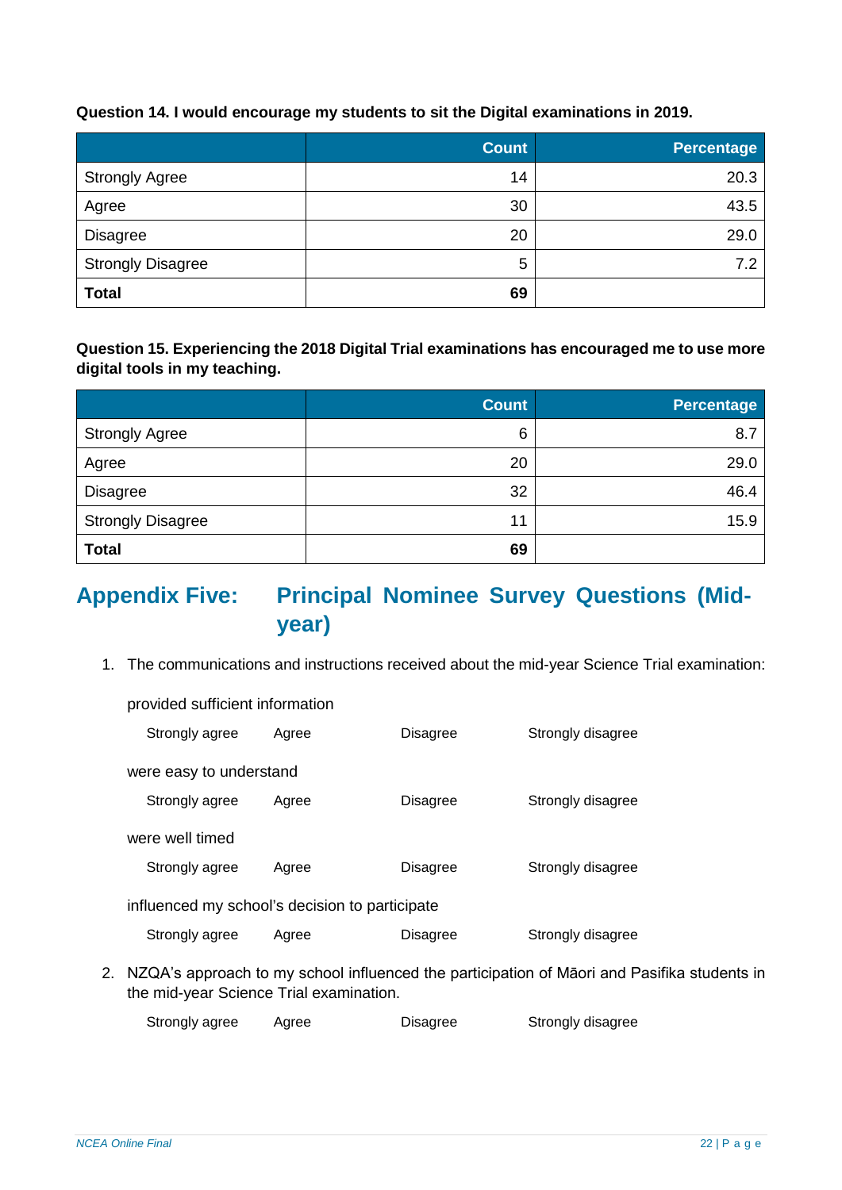**Question 14. I would encourage my students to sit the Digital examinations in 2019.**

| | Count | Percentage |
|---|---|---|
| Strongly Agree | 14 | 20.3 |
| Agree | 30 | 43.5 |
| Disagree | 20 | 29.0 |
| Strongly Disagree | 5 | 7.2 |
| **Total** | **69** | |

**Question 15. Experiencing the 2018 Digital Trial examinations has encouraged me to use more digital tools in my teaching.**

| | Count | Percentage |
|---|---|---|
| Strongly Agree | 6 | 8.7 |
| Agree | 20 | 29.0 |
| Disagree | 32 | 46.4 |
| Strongly Disagree | 11 | 15.9 |
| **Total** | **69** | |

## Appendix Five: Principal Nominee Survey Questions (Mid-year)

1. The communications and instructions received about the mid-year Science Trial examination:

   provided sufficient information

   Strongly agree    Agree    Disagree    Strongly disagree

   were easy to understand

   Strongly agree    Agree    Disagree    Strongly disagree

   were well timed

   Strongly agree    Agree    Disagree    Strongly disagree

   influenced my school's decision to participate

   Strongly agree    Agree    Disagree    Strongly disagree

2. NZQA's approach to my school influenced the participation of Māori and Pasifika students in the mid-year Science Trial examination.

   Strongly agree    Agree    Disagree    Strongly disagree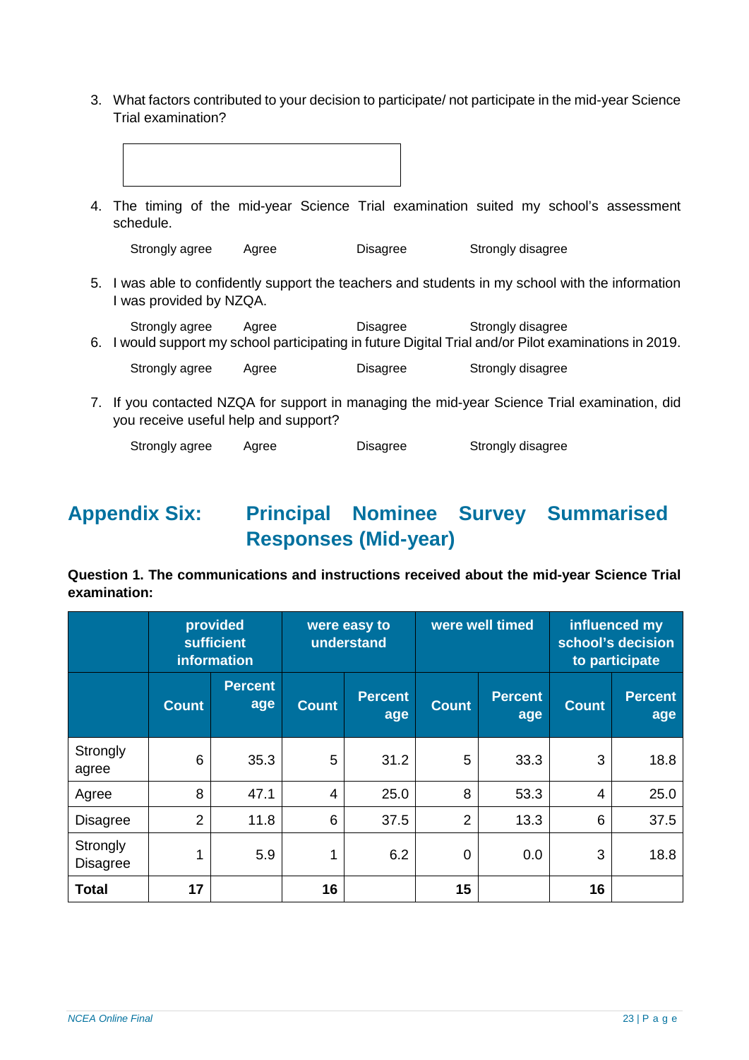3. What factors contributed to your decision to participate/ not participate in the mid-year Science Trial examination?

4. The timing of the mid-year Science Trial examination suited my school's assessment schedule.

   Strongly agree Agree Disagree Strongly disagree

5. I was able to confidently support the teachers and students in my school with the information I was provided by NZQA.

   Strongly agree Agree Disagree Strongly disagree

6. I would support my school participating in future Digital Trial and/or Pilot examinations in 2019.

   Strongly agree Agree Disagree Strongly disagree

7. If you contacted NZQA for support in managing the mid-year Science Trial examination, did you receive useful help and support?

   Strongly agree Agree Disagree Strongly disagree

## Appendix Six: Principal Nominee Survey Summarised Responses (Mid-year)

**Question 1. The communications and instructions received about the mid-year Science Trial examination:**

| | provided sufficient information | | were easy to understand | | were well timed | | influenced my school's decision to participate | |
|---|---|---|---|---|---|---|---|---|
| | Count | Percentage | Count | Percentage | Count | Percentage | Count | Percentage |
| Strongly agree | 6 | 35.3 | 5 | 31.2 | 5 | 33.3 | 3 | 18.8 |
| Agree | 8 | 47.1 | 4 | 25.0 | 8 | 53.3 | 4 | 25.0 |
| Disagree | 2 | 11.8 | 6 | 37.5 | 2 | 13.3 | 6 | 37.5 |
| Strongly Disagree | 1 | 5.9 | 1 | 6.2 | 0 | 0.0 | 3 | 18.8 |
| **Total** | **17** | | **16** | | **15** | | **16** | |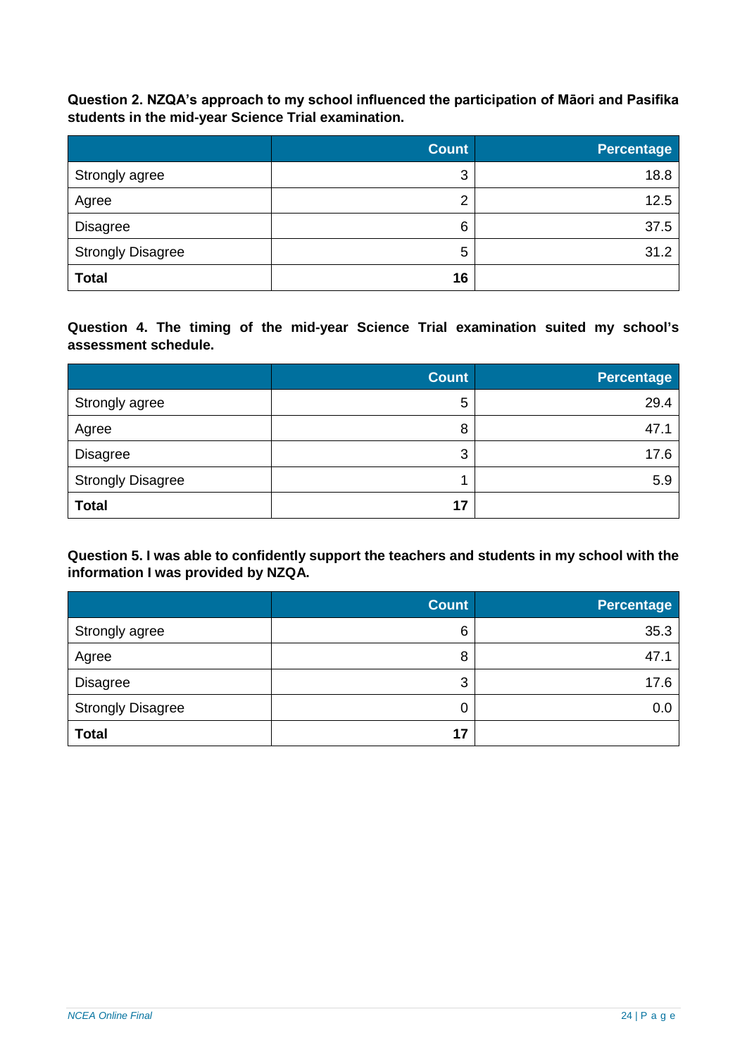**Question 2. NZQA's approach to my school influenced the participation of Māori and Pasifika students in the mid-year Science Trial examination.**

| | Count | Percentage |
|---|---|---|
| Strongly agree | 3 | 18.8 |
| Agree | 2 | 12.5 |
| Disagree | 6 | 37.5 |
| Strongly Disagree | 5 | 31.2 |
| **Total** | **16** | |

**Question 4. The timing of the mid-year Science Trial examination suited my school's assessment schedule.**

| | Count | Percentage |
|---|---|---|
| Strongly agree | 5 | 29.4 |
| Agree | 8 | 47.1 |
| Disagree | 3 | 17.6 |
| Strongly Disagree | 1 | 5.9 |
| **Total** | **17** | |

**Question 5. I was able to confidently support the teachers and students in my school with the information I was provided by NZQA.**

| | Count | Percentage |
|---|---|---|
| Strongly agree | 6 | 35.3 |
| Agree | 8 | 47.1 |
| Disagree | 3 | 17.6 |
| Strongly Disagree | 0 | 0.0 |
| **Total** | **17** | |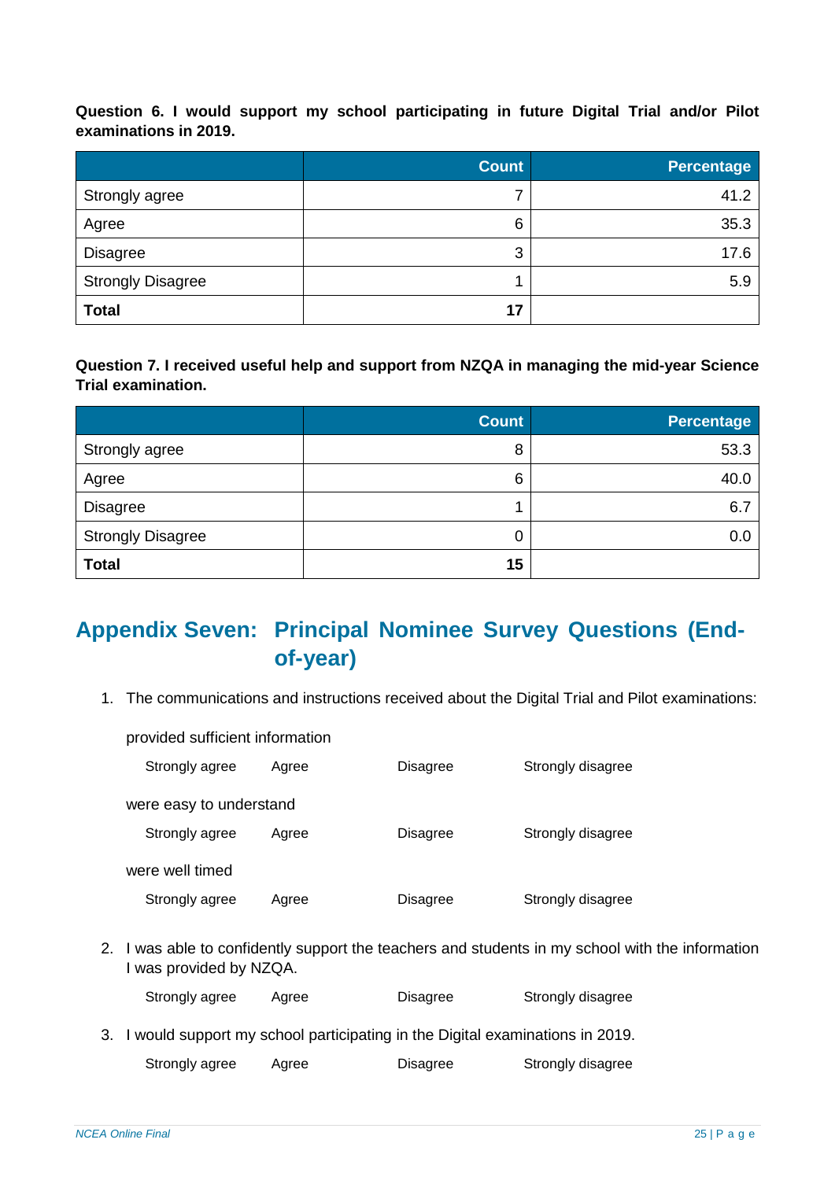**Question 6. I would support my school participating in future Digital Trial and/or Pilot examinations in 2019.**

| | Count | Percentage |
|---|---|---|
| Strongly agree | 7 | 41.2 |
| Agree | 6 | 35.3 |
| Disagree | 3 | 17.6 |
| Strongly Disagree | 1 | 5.9 |
| **Total** | **17** | |

**Question 7. I received useful help and support from NZQA in managing the mid-year Science Trial examination.**

| | Count | Percentage |
|---|---|---|
| Strongly agree | 8 | 53.3 |
| Agree | 6 | 40.0 |
| Disagree | 1 | 6.7 |
| Strongly Disagree | 0 | 0.0 |
| **Total** | **15** | |

## Appendix Seven: Principal Nominee Survey Questions (End-of-year)

1. The communications and instructions received about the Digital Trial and Pilot examinations:

   provided sufficient information

   Strongly agree    Agree    Disagree    Strongly disagree

   were easy to understand

   Strongly agree    Agree    Disagree    Strongly disagree

   were well timed

   Strongly agree    Agree    Disagree    Strongly disagree

2. I was able to confidently support the teachers and students in my school with the information I was provided by NZQA.

   Strongly agree    Agree    Disagree    Strongly disagree

3. I would support my school participating in the Digital examinations in 2019.

   Strongly agree    Agree    Disagree    Strongly disagree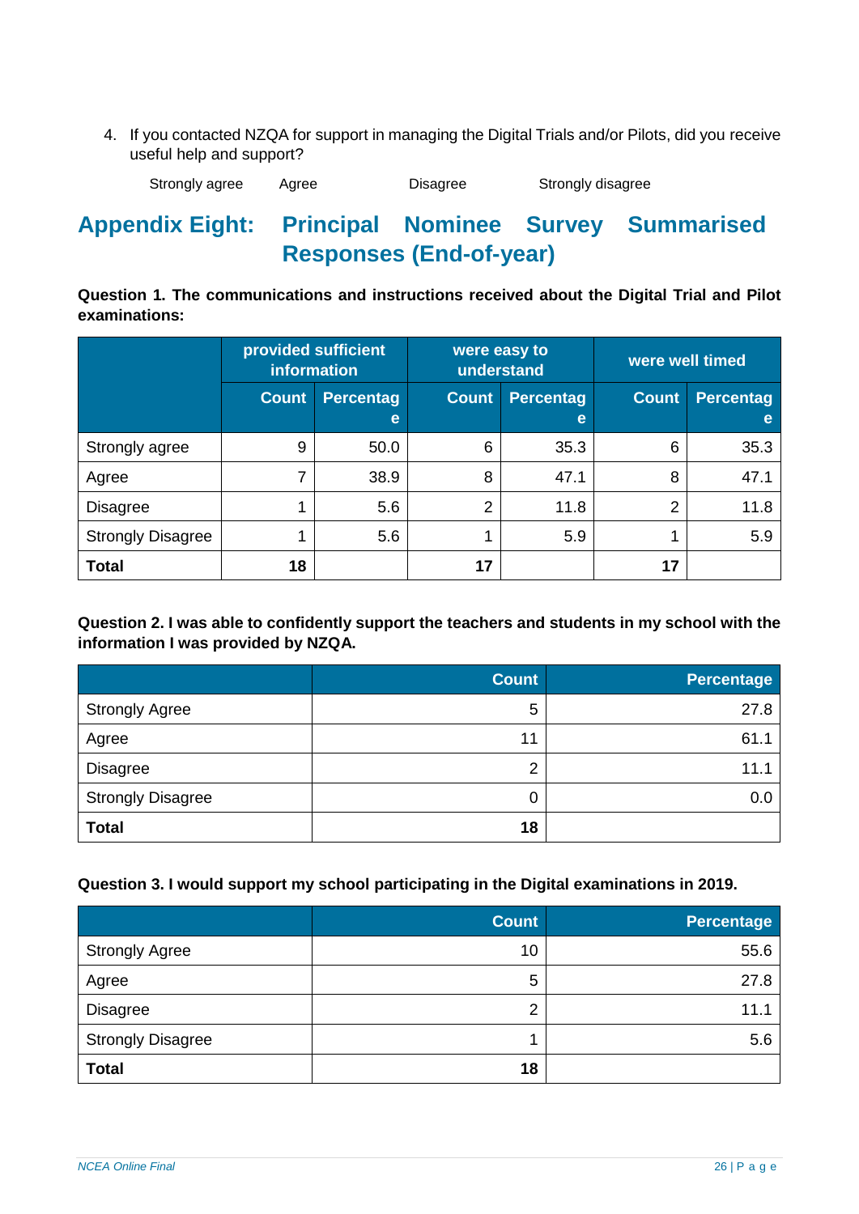4. If you contacted NZQA for support in managing the Digital Trials and/or Pilots, did you receive useful help and support?

   Strongly agree     Agree     Disagree     Strongly disagree

# Appendix Eight: Principal Nominee Survey Summarised Responses (End-of-year)

**Question 1. The communications and instructions received about the Digital Trial and Pilot examinations:**

| | provided sufficient information | | were easy to understand | | were well timed | |
|---|---|---|---|---|---|---|
| | Count | Percentage | Count | Percentage | Count | Percentage |
| Strongly agree | 9 | 50.0 | 6 | 35.3 | 6 | 35.3 |
| Agree | 7 | 38.9 | 8 | 47.1 | 8 | 47.1 |
| Disagree | 1 | 5.6 | 2 | 11.8 | 2 | 11.8 |
| Strongly Disagree | 1 | 5.6 | 1 | 5.9 | 1 | 5.9 |
| **Total** | **18** | | **17** | | **17** | |

**Question 2. I was able to confidently support the teachers and students in my school with the information I was provided by NZQA.**

| | Count | Percentage |
|---|---|---|
| Strongly Agree | 5 | 27.8 |
| Agree | 11 | 61.1 |
| Disagree | 2 | 11.1 |
| Strongly Disagree | 0 | 0.0 |
| **Total** | **18** | |

**Question 3. I would support my school participating in the Digital examinations in 2019.**

| | Count | Percentage |
|---|---|---|
| Strongly Agree | 10 | 55.6 |
| Agree | 5 | 27.8 |
| Disagree | 2 | 11.1 |
| Strongly Disagree | 1 | 5.6 |
| **Total** | **18** | |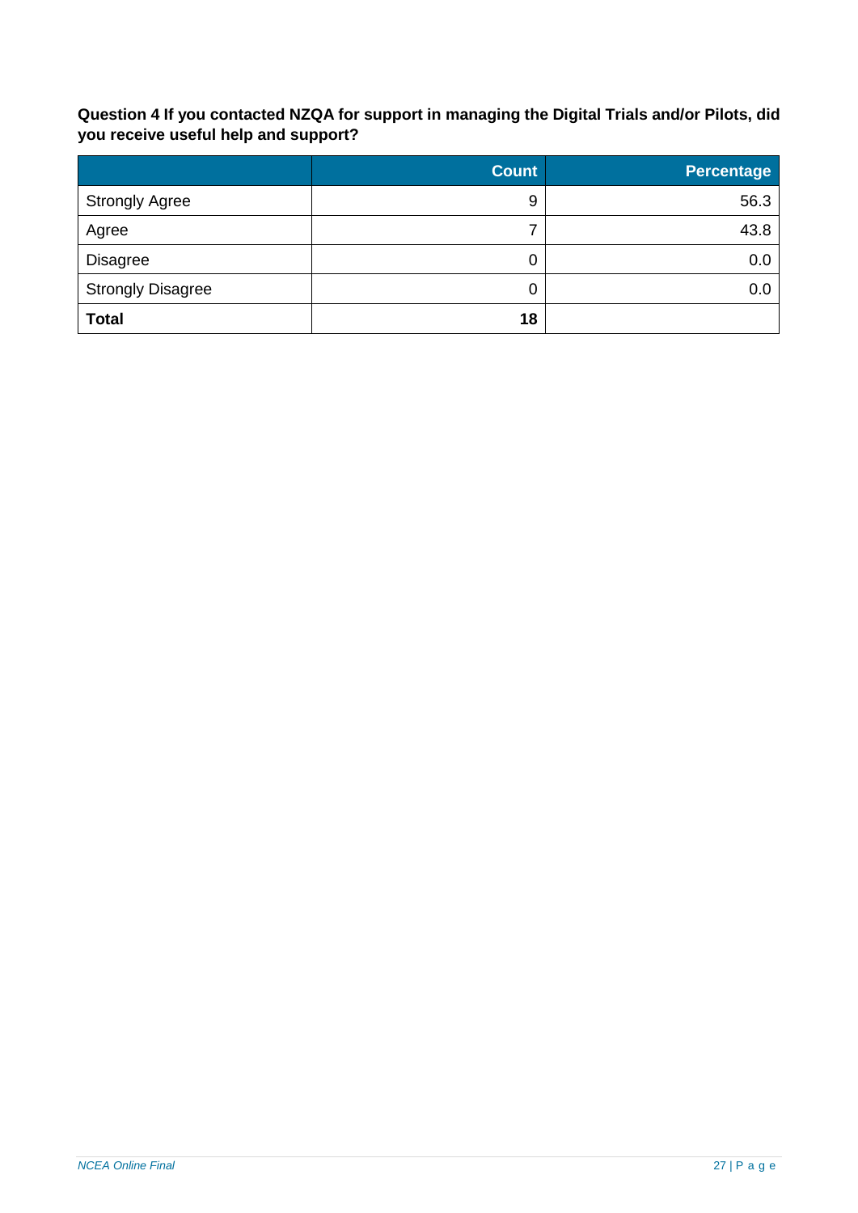**Question 4 If you contacted NZQA for support in managing the Digital Trials and/or Pilots, did you receive useful help and support?**

| | Count | Percentage |
|---|---|---|
| Strongly Agree | 9 | 56.3 |
| Agree | 7 | 43.8 |
| Disagree | 0 | 0.0 |
| Strongly Disagree | 0 | 0.0 |
| **Total** | **18** | |